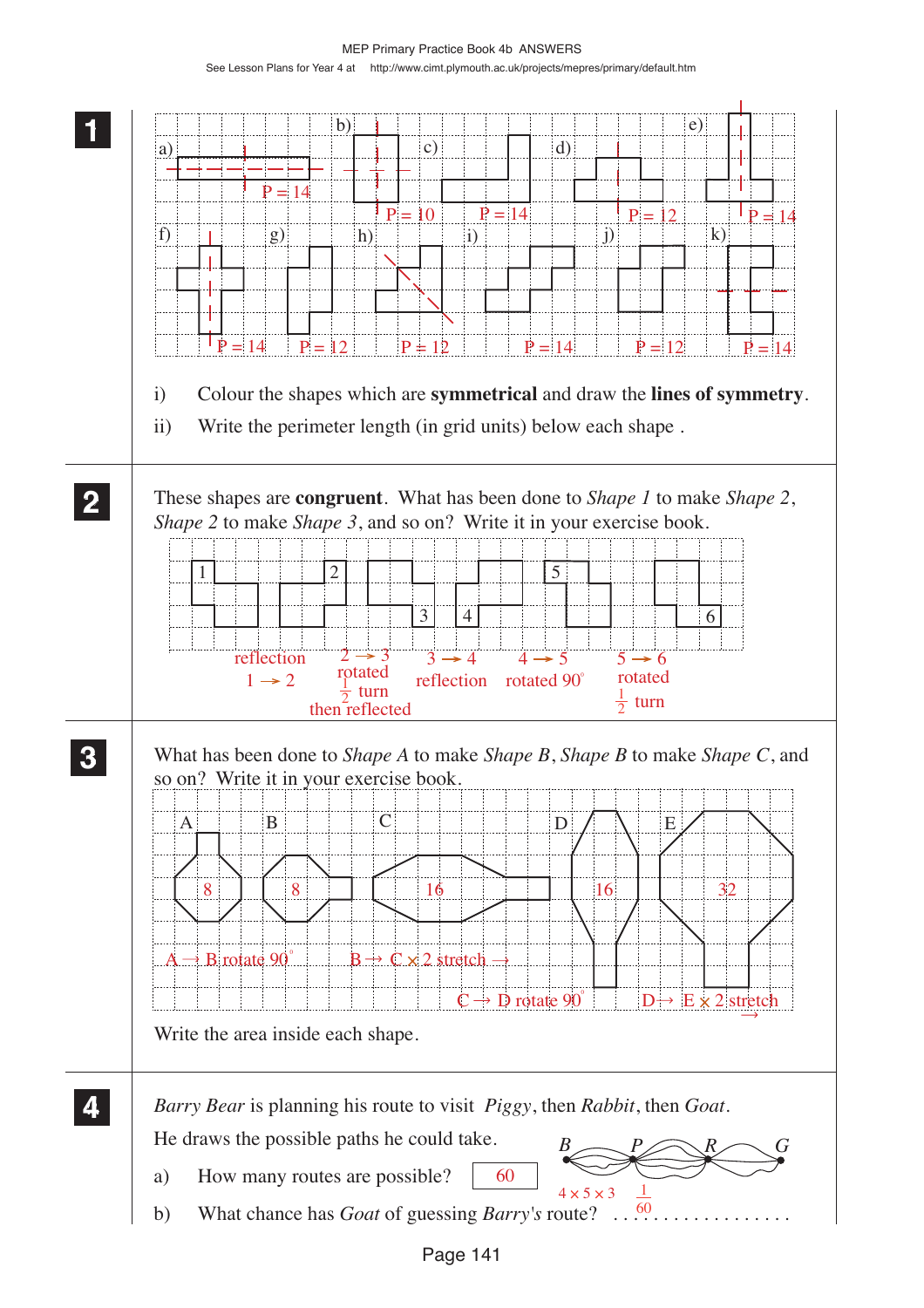MEP Primary Practice Book 4b ANSWERS

## 1

a) P = 14 b) P = 10 c) P = 14 d) P = 12 e) P = 14

f) P = 14 g) P = 12 h) P = 12 i) P = 14 j) P = 12 k) P = 14

i) Colour the shapes which are **symmetrical** and draw the **lines of symmetry**.

ii) Write the perimeter length (in grid units) below each shape .

## 2

These shapes are **congruent**. What has been done to *Shape 1* to make *Shape 2*, *Shape 2* to make *Shape 3*, and so on? Write it in your exercise book.

- reflection $1 \rightarrow 2$
- $2 \rightarrow 3$ rotated $\frac{1}{2}$ turn then reflected
- $3 \rightarrow 4$ reflection
- $4 \rightarrow 5$ rotated $90°$
- $5 \rightarrow 6$ rotated $\frac{1}{2}$ turn

## 3

What has been done to *Shape A* to make *Shape B*, *Shape B* to make *Shape C*, and so on? Write it in your exercise book.

A: 8 B: 8 C: 16 D: 16 E: 32

- A → B rotate $90°$
- B → C × 2 stretch →
- C → D rotate $90°$
- D → E × 2 stretch →

Write the area inside each shape.

## 4

*Barry Bear* is planning his route to visit *Piggy*, then *Rabbit*, then *Goat*.

He draws the possible paths he could take.

a) How many routes are possible? **60** ($4 \times 5 \times 3$)

b) What chance has *Goat* of guessing *Barry's* route? $\frac{1}{60}$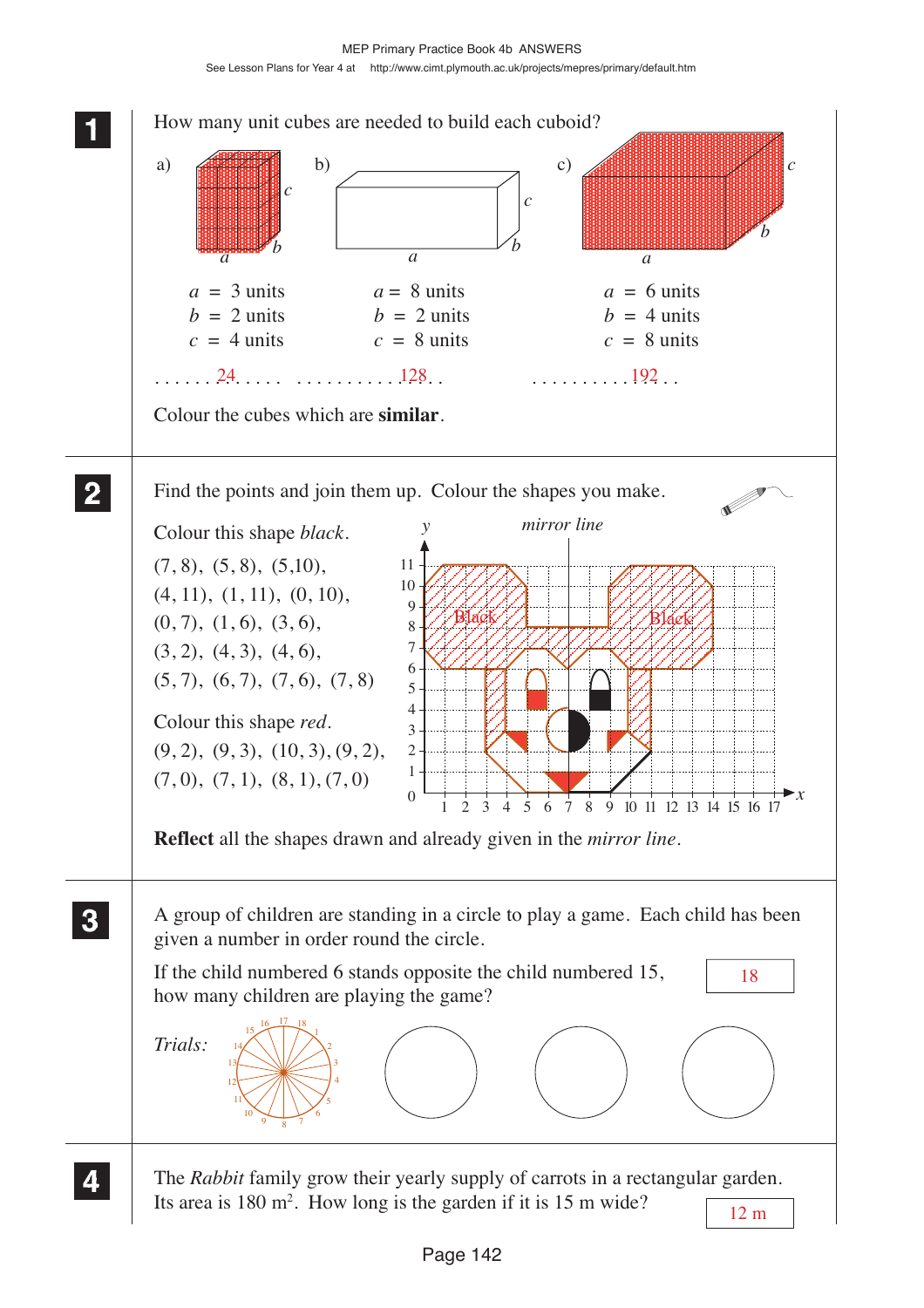## 1

How many unit cubes are needed to build each cuboid?

a) $a = 3$ units, $b = 2$ units, $c = 4$ units ...... 24 .....

b) $a = 8$ units, $b = 2$ units, $c = 8$ units ........... 128 ..

c) $a = 6$ units, $b = 4$ units, $c = 8$ units .......... 192 ..

Colour the cubes which are **similar**.

## 2

Find the points and join them up. Colour the shapes you make.

Colour this shape *black*.

(7, 8), (5, 8), (5,10), (4, 11), (1, 11), (0, 10), (0, 7), (1, 6), (3, 6), (3, 2), (4, 3), (4, 6), (5, 7), (6, 7), (7, 6), (7, 8)

Colour this shape *red*.

(9, 2), (9, 3), (10, 3), (9, 2), (7, 0), (7, 1), (8, 1), (7, 0)

**Reflect** all the shapes drawn and already given in the *mirror line*.

## 3

A group of children are standing in a circle to play a game. Each child has been given a number in order round the circle.

If the child numbered 6 stands opposite the child numbered 15, how many children are playing the game? 18

*Trials:*

## 4

The *Rabbit* family grow their yearly supply of carrots in a rectangular garden. Its area is 180 $m^2$. How long is the garden if it is 15 m wide? 12 m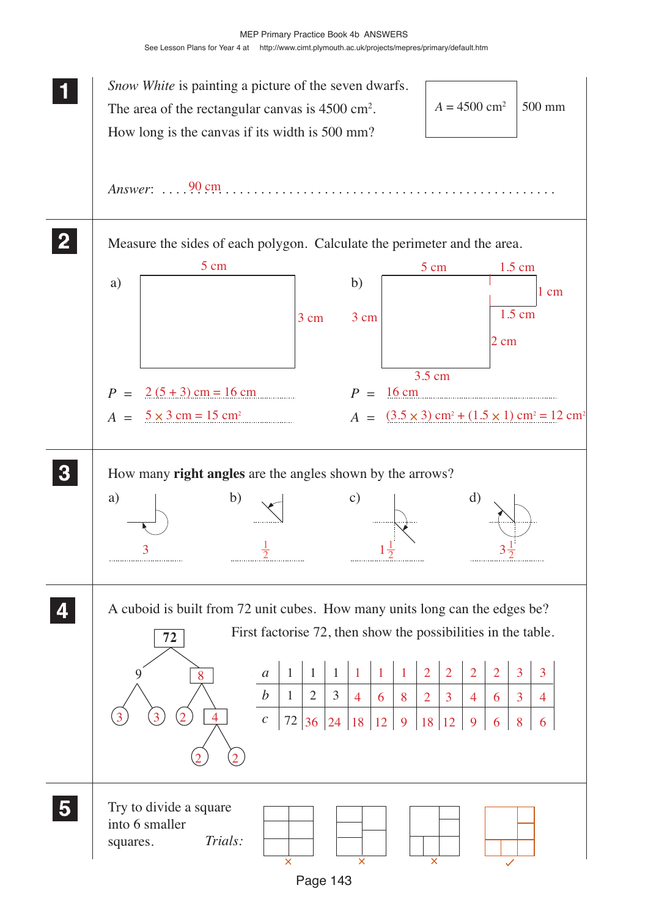**1** *Snow White* is painting a picture of the seven dwarfs.

The area of the rectangular canvas is 4500 $cm^2$.

How long is the canvas if its width is 500 mm?

$A = 4500$ $cm^2$ — 500 mm

*Answer*: 90 cm

**2** Measure the sides of each polygon. Calculate the perimeter and the area.

a) 5 cm, 3 cm

$P$ = 2 (5 + 3) cm = 16 cm

$A$ = 5 × 3 cm = 15 $cm^2$

b) 5 cm, 1.5 cm, 1 cm, 1.5 cm, 3 cm, 2 cm, 3.5 cm

$P$ = 16 cm

$A$ = (3.5 × 3) $cm^2$ + (1.5 × 1) $cm^2$ = 12 $cm^2$

**3** How many **right angles** are the angles shown by the arrows?

a) 3

b) $\frac{1}{2}$

c) $1\frac{1}{2}$

d) $3\frac{1}{2}$

**4** A cuboid is built from 72 unit cubes. How many units long can the edges be?

First factorise 72, then show the possibilities in the table.

72 → 9, 8; 9 → 3, 3; 8 → 2, 4; 4 → 2, 2

| $a$ | 1 | 1 | 1 | 1 | 1 | 1 | 2 | 2 | 2 | 2 | 3 | 3 |
|---|---|---|---|---|---|---|---|---|---|---|---|---|
| $b$ | 1 | 2 | 3 | 4 | 6 | 8 | 2 | 3 | 4 | 6 | 3 | 4 |
| $c$ | 72 | 36 | 24 | 18 | 12 | 9 | 18 | 12 | 9 | 6 | 8 | 6 |

**5** Try to divide a square into 6 smaller squares. *Trials:* ✗ ✗ ✗ ✓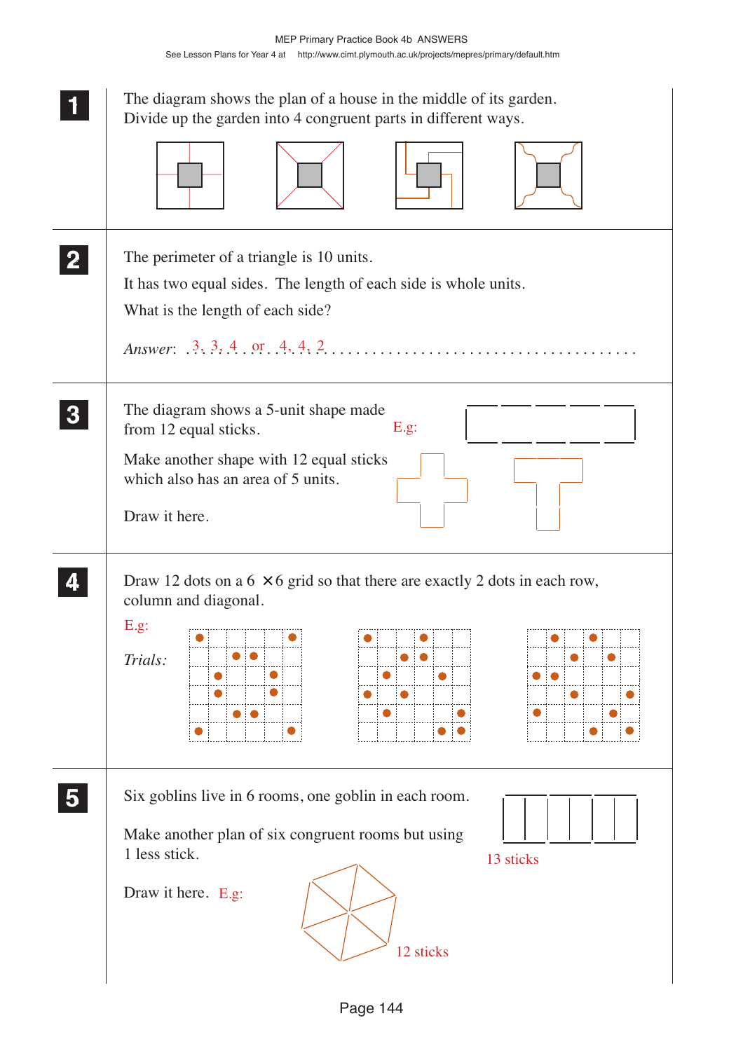**1** The diagram shows the plan of a house in the middle of its garden. Divide up the garden into 4 congruent parts in different ways.

**2** The perimeter of a triangle is 10 units.

It has two equal sides. The length of each side is whole units.

What is the length of each side?

*Answer*: 3, 3, 4 or 4, 4, 2

**3** The diagram shows a 5-unit shape made from 12 equal sticks.

E.g:

Make another shape with 12 equal sticks which also has an area of 5 units.

Draw it here.

**4** Draw 12 dots on a $6 \times 6$ grid so that there are exactly 2 dots in each row, column and diagonal.

E.g:

*Trials:*

**5** Six goblins live in 6 rooms, one goblin in each room.

13 sticks

Make another plan of six congruent rooms but using 1 less stick.

Draw it here. E.g:

12 sticks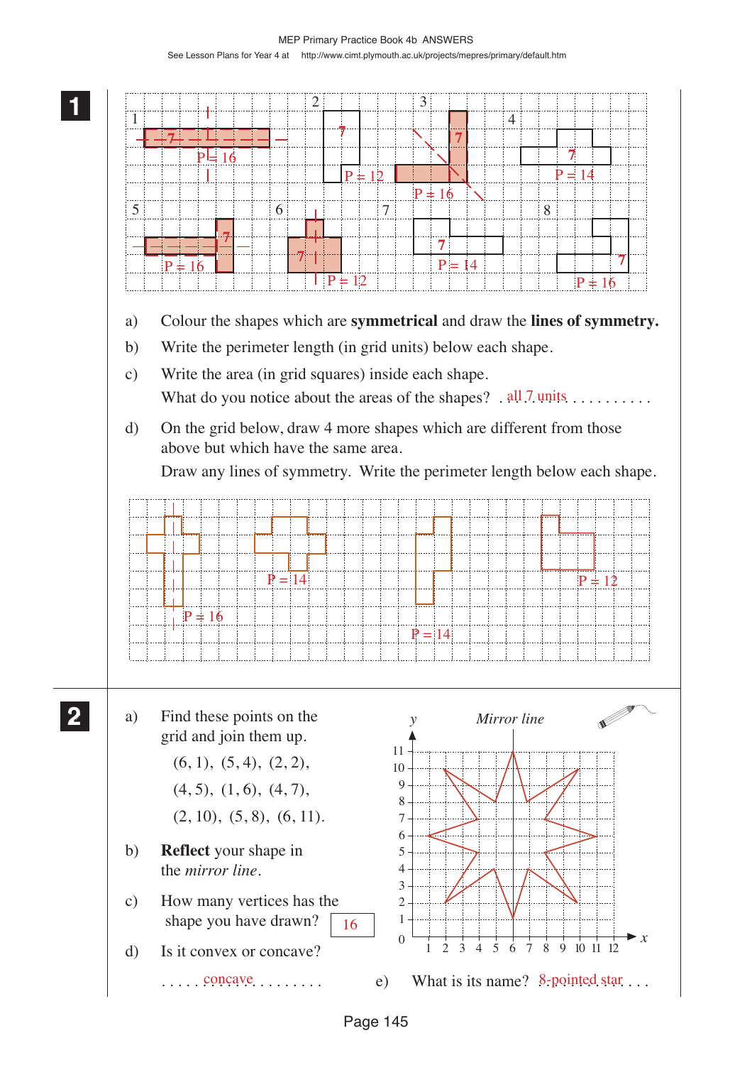**1**

Shapes 1–8 (answers): 1: 7, P = 16; 2: 7, P = 12; 3: 7, P = 16; 4: 7, P = 14; 5: 7, P = 16; 6: 7, P = 12; 7: 7, P = 14; 8: 7, P = 16

a) Colour the shapes which are **symmetrical** and draw the **lines of symmetry.**

b) Write the perimeter length (in grid units) below each shape.

c) Write the area (in grid squares) inside each shape.
What do you notice about the areas of the shapes? . . all 7 units . . . . . . . . . .

d) On the grid below, draw 4 more shapes which are different from those above but which have the same area.
Draw any lines of symmetry. Write the perimeter length below each shape.

P = 16 P = 14 P = 14 P = 12

**2**

a) Find these points on the grid and join them up.
(6, 1), (5, 4), (2, 2),
(4, 5), (1, 6), (4, 7),
(2, 10), (5, 8), (6, 11).

b) **Reflect** your shape in the *mirror line*.

c) How many vertices has the shape you have drawn? 16

d) Is it convex or concave?
. . . . . concave . . . . . . . .

e) What is its name? 8-pointed star . . .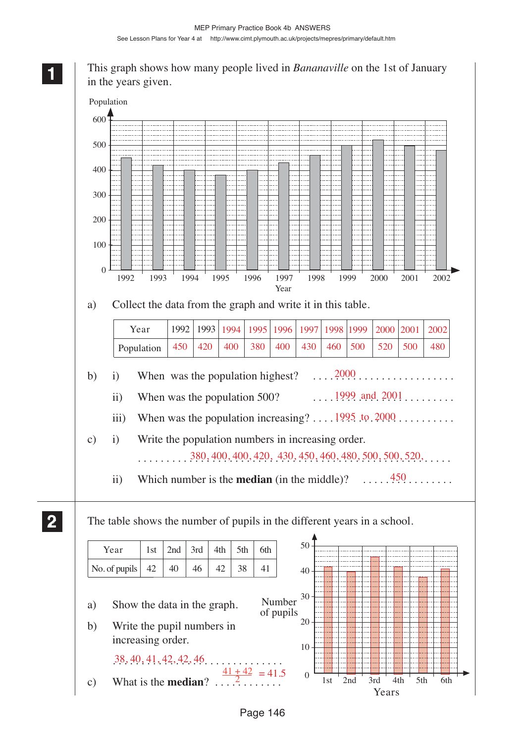**1**

This graph shows how many people lived in *Bananaville* on the 1st of January in the years given.

a) Collect the data from the graph and write it in this table.

| Year | 1992 | 1993 | 1994 | 1995 | 1996 | 1997 | 1998 | 1999 | 2000 | 2001 | 2002 |
|---|---|---|---|---|---|---|---|---|---|---|---|
| Population | 450 | 420 | 400 | 380 | 400 | 430 | 460 | 500 | 520 | 500 | 480 |

b) i) When was the population highest? 2000

ii) When was the population 500? 1999 and 2001

iii) When was the population increasing? 1995 to 2000

c) i) Write the population numbers in increasing order.

380, 400, 400, 420, 430, 450, 460, 480, 500, 500, 520.

ii) Which number is the **median** (in the middle)? 450

**2**

The table shows the number of pupils in the different years in a school.

| Year | 1st | 2nd | 3rd | 4th | 5th | 6th |
|---|---|---|---|---|---|---|
| No. of pupils | 42 | 40 | 46 | 42 | 38 | 41 |

a) Show the data in the graph.

b) Write the pupil numbers in increasing order.

38, 40, 41, 42, 42, 46

c) What is the **median**? $\frac{41 + 42}{2} = 41.5$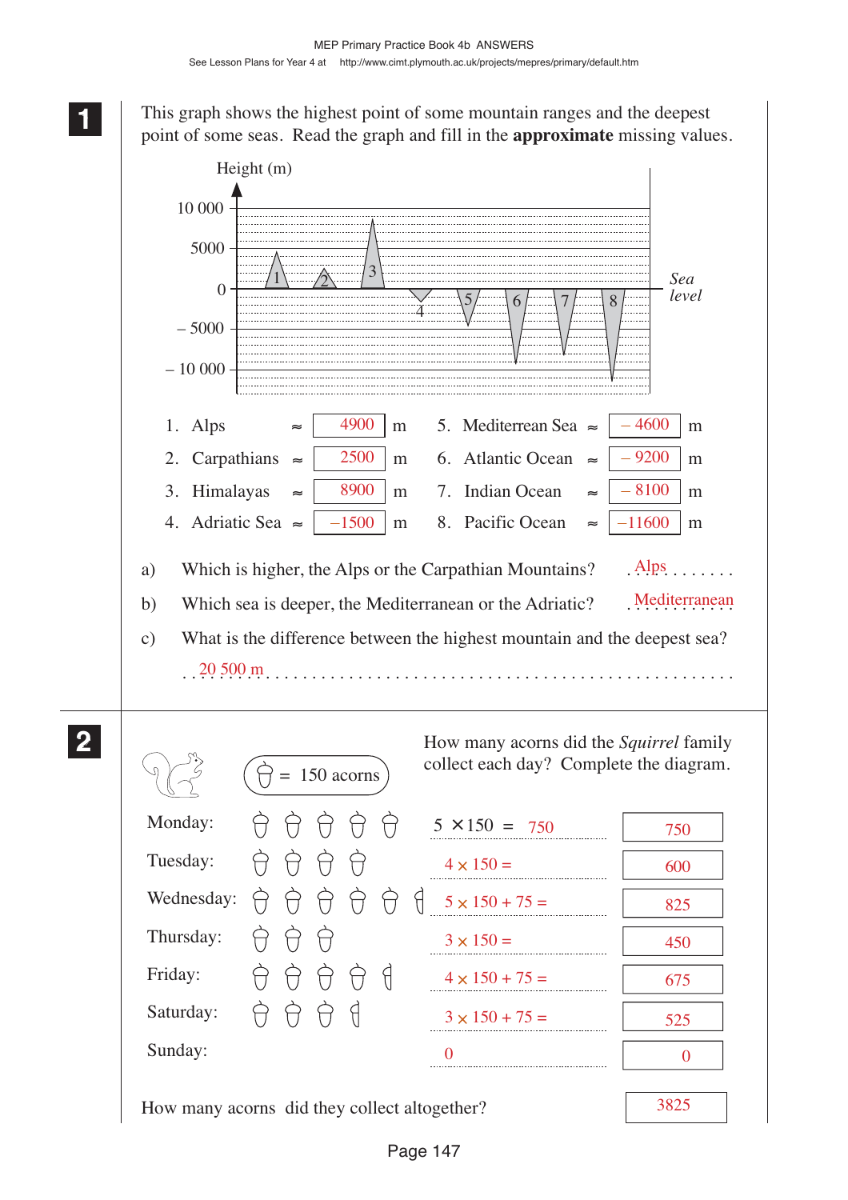**1**

This graph shows the highest point of some mountain ranges and the deepest point of some seas. Read the graph and fill in the **approximate** missing values.

| | | | | | | | |
|---|---|---|---|---|---|---|---|
| 1. Alps | ≈ | 4900 | m | 5. Mediterrean Sea | ≈ | – 4600 | m |
| 2. Carpathians | ≈ | 2500 | m | 6. Atlantic Ocean | ≈ | – 9200 | m |
| 3. Himalayas | ≈ | 8900 | m | 7. Indian Ocean | ≈ | – 8100 | m |
| 4. Adriatic Sea | ≈ | –1500 | m | 8. Pacific Ocean | ≈ | –11600 | m |

a) Which is higher, the Alps or the Carpathian Mountains? Alps

b) Which sea is deeper, the Mediterranean or the Adriatic? Mediterranean

c) What is the difference between the highest mountain and the deepest sea?

20 500 m

**2**

How many acorns did the *Squirrel* family collect each day? Complete the diagram.

(acorn) = 150 acorns

| Day | Calculation | Total |
|---|---|---|
| Monday: | $5 \times 150 = 750$ | 750 |
| Tuesday: | $4 \times 150 =$ | 600 |
| Wednesday: | $5 \times 150 + 75 =$ | 825 |
| Thursday: | $3 \times 150 =$ | 450 |
| Friday: | $4 \times 150 + 75 =$ | 675 |
| Saturday: | $3 \times 150 + 75 =$ | 525 |
| Sunday: | 0 | 0 |

How many acorns did they collect altogether? 3825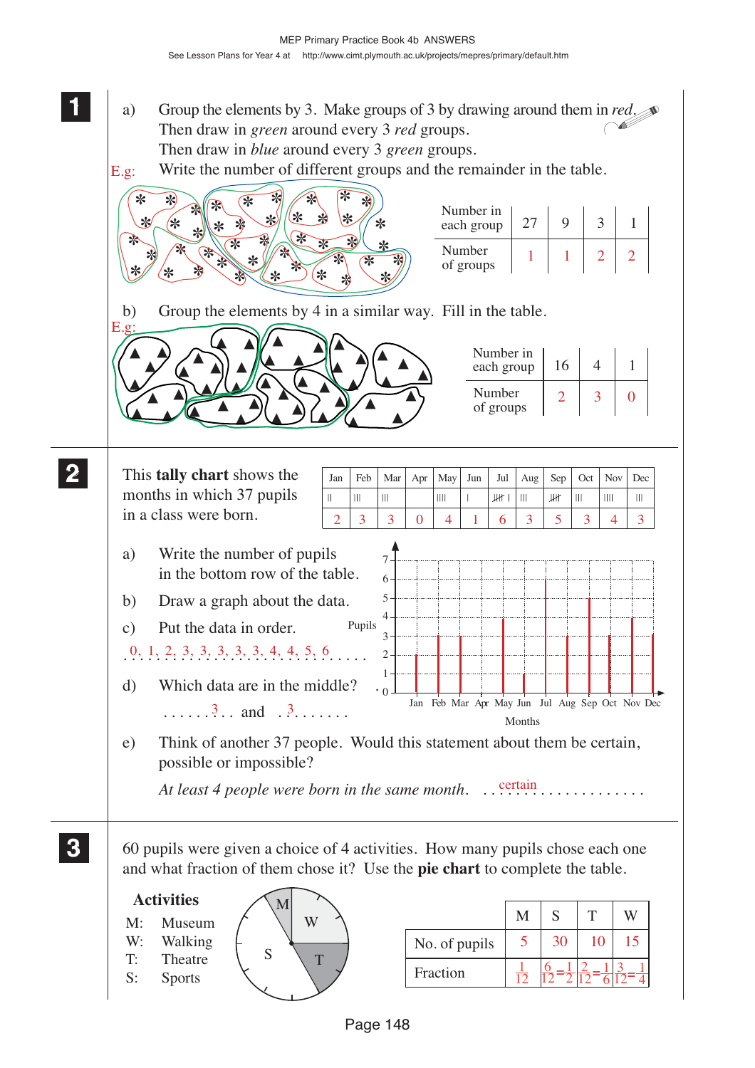**1**

a) Group the elements by 3. Make groups of 3 by drawing around them in *red*. Then draw in *green* around every 3 *red* groups. Then draw in *blue* around every 3 *green* groups. Write the number of different groups and the remainder in the table.

E.g:

| Number in each group | 27 | 9 | 3 | 1 |
|---|---|---|---|---|
| Number of groups | 1 | 1 | 2 | 2 |

b) Group the elements by 4 in a similar way. Fill in the table.

E.g:

| Number in each group | 16 | 4 | 1 |
|---|---|---|---|
| Number of groups | 2 | 3 | 0 |

**2**

This **tally chart** shows the months in which 37 pupils in a class were born.

| Jan | Feb | Mar | Apr | May | Jun | Jul | Aug | Sep | Oct | Nov | Dec |
|---|---|---|---|---|---|---|---|---|---|---|---|
| II | III | III | | IIII | I | ~~IIII~~ I | III | ~~IIII~~ | III | IIII | III |
| 2 | 3 | 3 | 0 | 4 | 1 | 6 | 3 | 5 | 3 | 4 | 3 |

a) Write the number of pupils in the bottom row of the table.

b) Draw a graph about the data.

c) Put the data in order.

0, 1, 2, 3, 3, 3, 3, 3, 4, 4, 5, 6

d) Which data are in the middle?

3 and 3

e) Think of another 37 people. Would this statement about them be certain, possible or impossible?

*At least 4 people were born in the same month.* certain

**3**

60 pupils were given a choice of 4 activities. How many pupils chose each one and what fraction of them chose it? Use the **pie chart** to complete the table.

**Activities**

M: Museum
W: Walking
T: Theatre
S: Sports

| | M | S | T | W |
|---|---|---|---|---|
| No. of pupils | 5 | 30 | 10 | 15 |
| Fraction | $\frac{1}{12}$ | $\frac{6}{12}=\frac{1}{2}$ | $\frac{2}{12}=\frac{1}{6}$ | $\frac{3}{12}=\frac{1}{4}$ |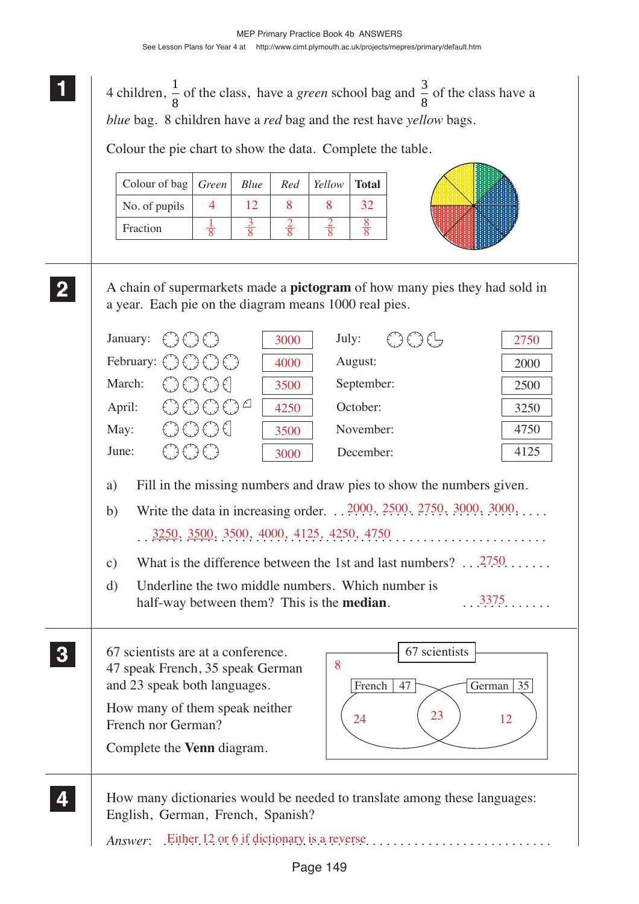**1**

4 children, $\frac{1}{8}$ of the class, have a *green* school bag and $\frac{3}{8}$ of the class have a *blue* bag. 8 children have a *red* bag and the rest have *yellow* bags.

Colour the pie chart to show the data. Complete the table.

| Colour of bag | *Green* | *Blue* | *Red* | *Yellow* | **Total** |
|---|---|---|---|---|---|
| No. of pupils | 4 | 12 | 8 | 8 | 32 |
| Fraction | $\frac{1}{8}$ | $\frac{3}{8}$ | $\frac{2}{8}$ | $\frac{2}{8}$ | $\frac{8}{8}$ |

**2**

A chain of supermarkets made a **pictogram** of how many pies they had sold in a year. Each pie on the diagram means 1000 real pies.

| Month | Number | Month | Number |
|---|---|---|---|
| January: | 3000 | July: | 2750 |
| February: | 4000 | August: | 2000 |
| March: | 3500 | September: | 2500 |
| April: | 4250 | October: | 3250 |
| May: | 3500 | November: | 4750 |
| June: | 3000 | December: | 4125 |

a) Fill in the missing numbers and draw pies to show the numbers given.

b) Write the data in increasing order. 2000, 2500, 2750, 3000, 3000, 3250, 3500, 3500, 4000, 4125, 4250, 4750

c) What is the difference between the 1st and last numbers? 2750

d) Underline the two middle numbers. Which number is half-way between them? This is the **median**. 3375

**3**

67 scientists are at a conference. 47 speak French, 35 speak German and 23 speak both languages.

How many of them speak neither French nor German?

Complete the **Venn** diagram.

67 scientists: 8 (neither); French 47: 24 (French only), 23 (both); German 35: 12 (German only)

**4**

How many dictionaries would be needed to translate among these languages: English, German, French, Spanish?

*Answer*: Either 12 or 6 if dictionary is a reverse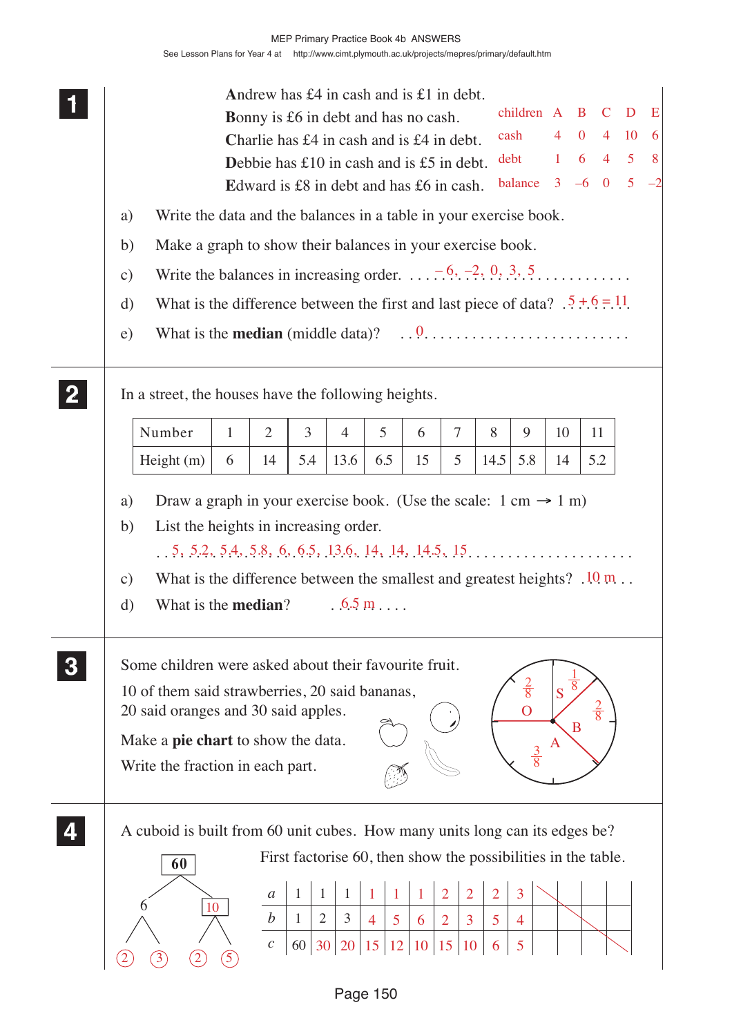**1**

**A**ndrew has £4 in cash and is £1 in debt.
**B**onny is £6 in debt and has no cash.
**C**harlie has £4 in cash and is £4 in debt.
**D**ebbie has £10 in cash and is £5 in debt.
**E**dward is £8 in debt and has £6 in cash.

| children | A | B | C | D | E |
|---|---|---|---|---|---|
| cash | 4 | 0 | 4 | 10 | 6 |
| debt | 1 | 6 | 4 | 5 | 8 |
| balance | 3 | –6 | 0 | 5 | –2 |

a) Write the data and the balances in a table in your exercise book.

b) Make a graph to show their balances in your exercise book.

c) Write the balances in increasing order. . . . –6, –2, 0, 3, 5 . . . . . . . . . . .

d) What is the difference between the first and last piece of data? . 5 + 6 = 11

e) What is the **median** (middle data)? . . 0 . . . . . . . . . . . . . . . . . . . . . . .

**2**

In a street, the houses have the following heights.

| Number | 1 | 2 | 3 | 4 | 5 | 6 | 7 | 8 | 9 | 10 | 11 |
|---|---|---|---|---|---|---|---|---|---|---|---|
| Height (m) | 6 | 14 | 5.4 | 13.6 | 6.5 | 15 | 5 | 14.5 | 5.8 | 14 | 5.2 |

a) Draw a graph in your exercise book. (Use the scale: 1 cm → 1 m)

b) List the heights in increasing order.

. . 5, 5.2, 5.4, 5.8, 6, 6.5, 13.6, 14, 14, 14.5, 15 . . . . . . . . . . . . . . . . . . . .

c) What is the difference between the smallest and greatest heights? . 10 m . .

d) What is the **median**? . . 6.5 m . . . .

**3**

Some children were asked about their favourite fruit.

10 of them said strawberries, 20 said bananas, 20 said oranges and 30 said apples.

Make a **pie chart** to show the data.

Write the fraction in each part.

Pie chart: S $\frac{1}{8}$, B $\frac{2}{8}$, A $\frac{3}{8}$, O $\frac{2}{8}$

**4**

A cuboid is built from 60 unit cubes. How many units long can its edges be?

First factorise 60, then show the possibilities in the table.

Factor tree: 60 → 6, 10; 6 → 2, 3; 10 → 2, 5

| $a$ | 1 | 1 | 1 | 1 | 1 | 1 | 2 | 2 | 2 | 3 | | | | |
|---|---|---|---|---|---|---|---|---|---|---|---|---|---|---|
| $b$ | 1 | 2 | 3 | 4 | 5 | 6 | 2 | 3 | 5 | 4 | | | | |
| $c$ | 60 | 30 | 20 | 15 | 12 | 10 | 15 | 10 | 6 | 5 | | | | |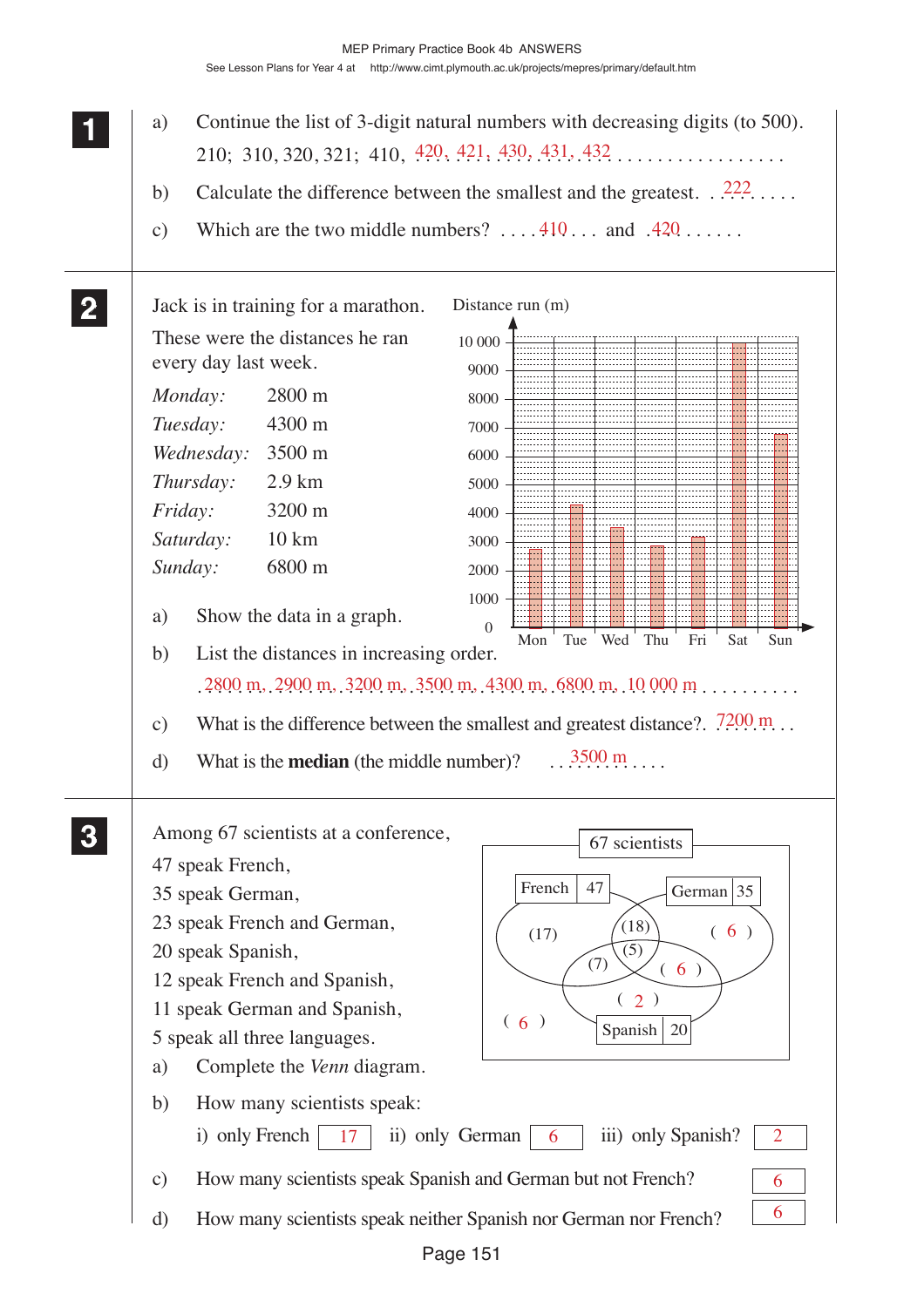**1**

a) Continue the list of 3-digit natural numbers with decreasing digits (to 500).

210; 310, 320, 321; 410, 420, 421, 430, 431, 432 . . . . . . . . . . . . . . . . .

b) Calculate the difference between the smallest and the greatest. . . 222 . . . .

c) Which are the two middle numbers? . . . . 410 . . . and . 420 . . . . . .

**2**

Jack is in training for a marathon.

These were the distances he ran every day last week.

| | |
|---|---|
| *Monday:* | 2800 m |
| *Tuesday:* | 4300 m |
| *Wednesday:* | 3500 m |
| *Thursday:* | 2.9 km |
| *Friday:* | 3200 m |
| *Saturday:* | 10 km |
| *Sunday:* | 6800 m |

Distance run (m)

| Day | Mon | Tue | Wed | Thu | Fri | Sat | Sun |
|---|---|---|---|---|---|---|---|
| Distance (m) | 2800 | 4300 | 3500 | 2900 | 3200 | 10 000 | 6800 |

a) Show the data in a graph.

b) List the distances in increasing order.

2800 m, 2900 m, 3200 m, 3500 m, 4300 m, 6800 m, 10 000 m . . . . . . . . .

c) What is the difference between the smallest and greatest distance?. 7200 m . .

d) What is the **median** (the middle number)? . . 3500 m . . . .

**3**

Among 67 scientists at a conference,
47 speak French,
35 speak German,
23 speak French and German,
20 speak Spanish,
12 speak French and Spanish,
11 speak German and Spanish,
5 speak all three languages.

67 scientists

| Region | Number |
|---|---|
| French (47) only | (17) |
| French and German only | (18) |
| All three | (5) |
| French and Spanish only | (7) |
| German (35) only | ( 6 ) |
| German and Spanish only | ( 6 ) |
| Spanish (20) only | ( 2 ) |
| None | ( 6 ) |

a) Complete the *Venn* diagram.

b) How many scientists speak:

i) only French 17   ii) only German 6   iii) only Spanish? 2

c) How many scientists speak Spanish and German but not French? 6

d) How many scientists speak neither Spanish nor German nor French? 6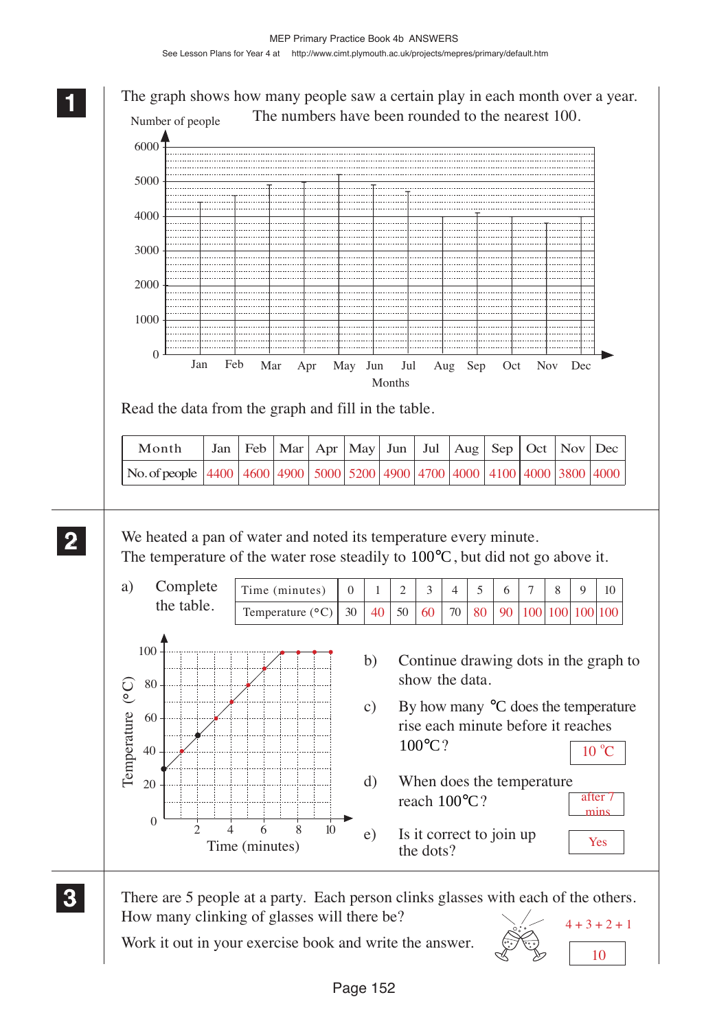**1**

The graph shows how many people saw a certain play in each month over a year. The numbers have been rounded to the nearest 100.

Read the data from the graph and fill in the table.

| Month | Jan | Feb | Mar | Apr | May | Jun | Jul | Aug | Sep | Oct | Nov | Dec |
|---|---|---|---|---|---|---|---|---|---|---|---|---|
| No. of people | 4400 | 4600 | 4900 | 5000 | 5200 | 4900 | 4700 | 4000 | 4100 | 4000 | 3800 | 4000 |

**2**

We heated a pan of water and noted its temperature every minute.
The temperature of the water rose steadily to 100°C, but did not go above it.

a) Complete the table.

| Time (minutes) | 0 | 1 | 2 | 3 | 4 | 5 | 6 | 7 | 8 | 9 | 10 |
|---|---|---|---|---|---|---|---|---|---|---|---|
| Temperature (°C) | 30 | 40 | 50 | 60 | 70 | 80 | 90 | 100 | 100 | 100 | 100 |

b) Continue drawing dots in the graph to show the data.

c) By how many °C does the temperature rise each minute before it reaches 100°C? **10 °C**

d) When does the temperature reach 100°C? **after 7 mins**

e) Is it correct to join up the dots? **Yes**

**3**

There are 5 people at a party. Each person clinks glasses with each of the others.
How many clinking of glasses will there be?

Work it out in your exercise book and write the answer.

4 + 3 + 2 + 1

**10**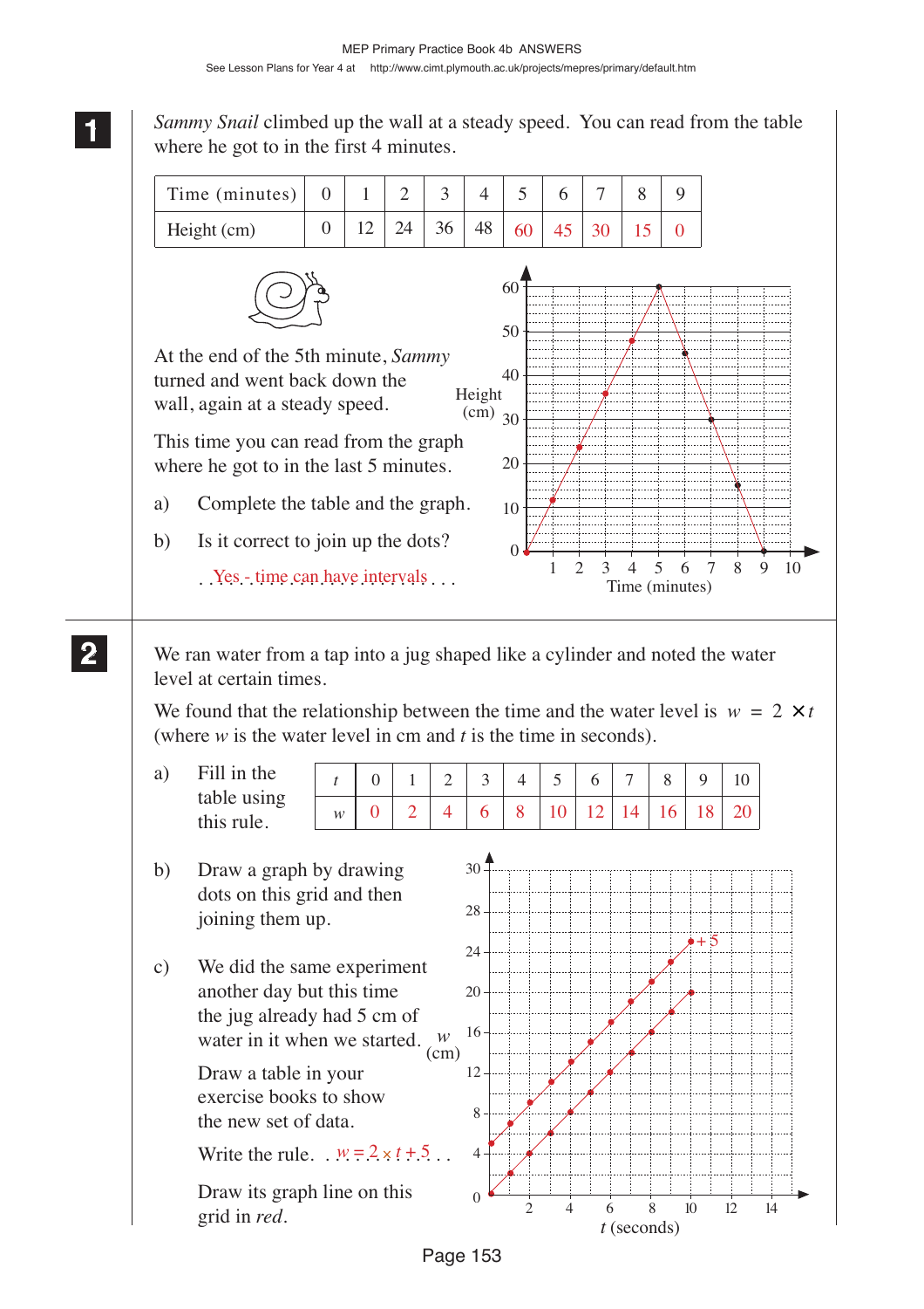**1** *Sammy Snail* climbed up the wall at a steady speed. You can read from the table where he got to in the first 4 minutes.

| Time (minutes) | 0 | 1 | 2 | 3 | 4 | 5 | 6 | 7 | 8 | 9 |
|---|---|---|---|---|---|---|---|---|---|---|
| Height (cm) | 0 | 12 | 24 | 36 | 48 | 60 | 45 | 30 | 15 | 0 |

At the end of the 5th minute, *Sammy* turned and went back down the wall, again at a steady speed.

This time you can read from the graph where he got to in the last 5 minutes.

a) Complete the table and the graph.

b) Is it correct to join up the dots?

Yes - time can have intervals

**2** We ran water from a tap into a jug shaped like a cylinder and noted the water level at certain times.

We found that the relationship between the time and the water level is $w = 2 \times t$ (where $w$ is the water level in cm and $t$ is the time in seconds).

a) Fill in the table using this rule.

| $t$ | 0 | 1 | 2 | 3 | 4 | 5 | 6 | 7 | 8 | 9 | 10 |
|---|---|---|---|---|---|---|---|---|---|---|---|
| $w$ | 0 | 2 | 4 | 6 | 8 | 10 | 12 | 14 | 16 | 18 | 20 |

b) Draw a graph by drawing dots on this grid and then joining them up.

c) We did the same experiment another day but this time the jug already had 5 cm of water in it when we started.

Draw a table in your exercise books to show the new set of data.

Write the rule. $w = 2 \times t + 5$

Draw its graph line on this grid in *red*.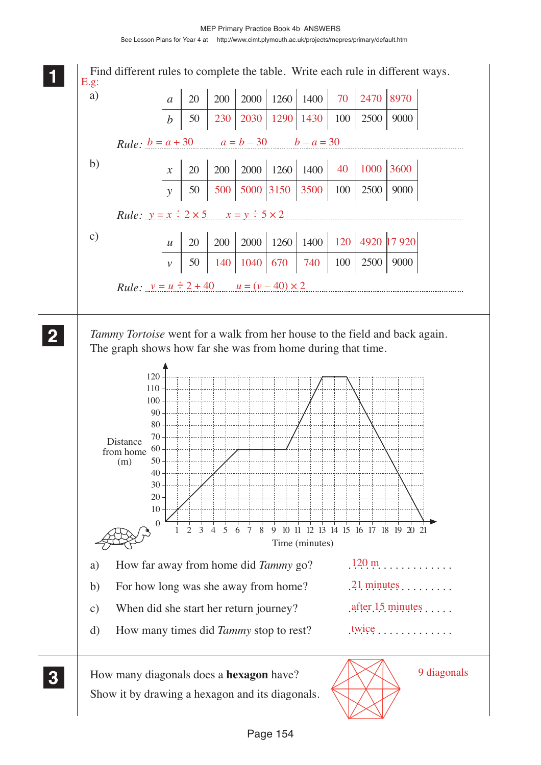**1** Find different rules to complete the table. Write each rule in different ways.

E.g:

a)

| $a$ | 20 | 200 | 2000 | 1260 | 1400 | 70 | 2470 | 8970 |
|---|---|---|---|---|---|---|---|---|
| $b$ | 50 | 230 | 2030 | 1290 | 1430 | 100 | 2500 | 9000 |

*Rule:* $b = a + 30$ $a = b - 30$ $b - a = 30$

b)

| $x$ | 20 | 200 | 2000 | 1260 | 1400 | 40 | 1000 | 3600 |
|---|---|---|---|---|---|---|---|---|
| $y$ | 50 | 500 | 5000 | 3150 | 3500 | 100 | 2500 | 9000 |

*Rule:* $y = x \div 2 \times 5$ $x = y \div 5 \times 2$

c)

| $u$ | 20 | 200 | 2000 | 1260 | 1400 | 120 | 4920 | 17 920 |
|---|---|---|---|---|---|---|---|---|
| $v$ | 50 | 140 | 1040 | 670 | 740 | 100 | 2500 | 9000 |

*Rule:* $v = u \div 2 + 40$ $u = (v - 40) \times 2$

**2** *Tammy Tortoise* went for a walk from her house to the field and back again. The graph shows how far she was from home during that time.

Distance from home (m)

Time (minutes)

a) How far away from home did *Tammy* go? 120 m

b) For how long was she away from home? 21 minutes

c) When did she start her return journey? after 15 minutes

d) How many times did *Tammy* stop to rest? twice

**3** How many diagonals does a **hexagon** have?
Show it by drawing a hexagon and its diagonals.

9 diagonals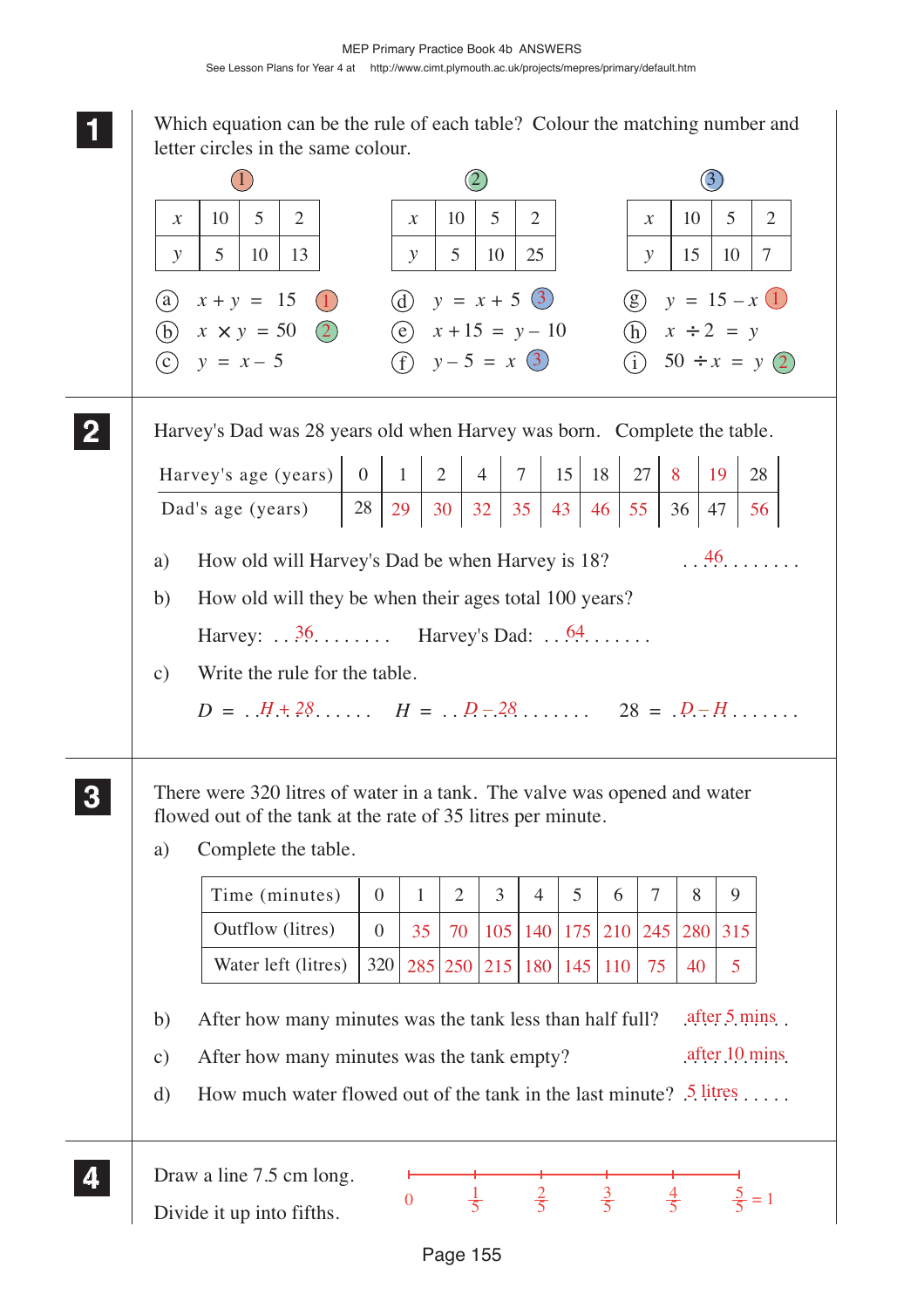## 1

Which equation can be the rule of each table? Colour the matching number and letter circles in the same colour.

(1)

| $x$ | 10 | 5 | 2 |
|---|---|---|---|
| $y$ | 5 | 10 | 13 |

(2)

| $x$ | 10 | 5 | 2 |
|---|---|---|---|
| $y$ | 5 | 10 | 25 |

(3)

| $x$ | 10 | 5 | 2 |
|---|---|---|---|
| $y$ | 15 | 10 | 7 |

(a) $x + y = 15$ (1)

(b) $x \times y = 50$ (2)

(c) $y = x - 5$

(d) $y = x + 5$ (3)

(e) $x + 15 = y - 10$

(f) $y - 5 = x$ (3)

(g) $y = 15 - x$ (1)

(h) $x \div 2 = y$

(i) $50 \div x = y$ (2)

## 2

Harvey's Dad was 28 years old when Harvey was born. Complete the table.

| Harvey's age (years) | 0 | 1 | 2 | 4 | 7 | 15 | 18 | 27 | 8 | 19 | 28 |
|---|---|---|---|---|---|---|---|---|---|---|---|
| Dad's age (years) | 28 | 29 | 30 | 32 | 35 | 43 | 46 | 55 | 36 | 47 | 56 |

a) How old will Harvey's Dad be when Harvey is 18? 46

b) How old will they be when their ages total 100 years?

Harvey: 36   Harvey's Dad: 64

c) Write the rule for the table.

$D = H + 28$   $H = D - 28$   $28 = D - H$

## 3

There were 320 litres of water in a tank. The valve was opened and water flowed out of the tank at the rate of 35 litres per minute.

a) Complete the table.

| Time (minutes) | 0 | 1 | 2 | 3 | 4 | 5 | 6 | 7 | 8 | 9 |
|---|---|---|---|---|---|---|---|---|---|---|
| Outflow (litres) | 0 | 35 | 70 | 105 | 140 | 175 | 210 | 245 | 280 | 315 |
| Water left (litres) | 320 | 285 | 250 | 215 | 180 | 145 | 110 | 75 | 40 | 5 |

b) After how many minutes was the tank less than half full? after 5 mins

c) After how many minutes was the tank empty? after 10 mins

d) How much water flowed out of the tank in the last minute? 5 litres

## 4

Draw a line 7.5 cm long.

Divide it up into fifths.

0, $\frac{1}{5}$, $\frac{2}{5}$, $\frac{3}{5}$, $\frac{4}{5}$, $\frac{5}{5} = 1$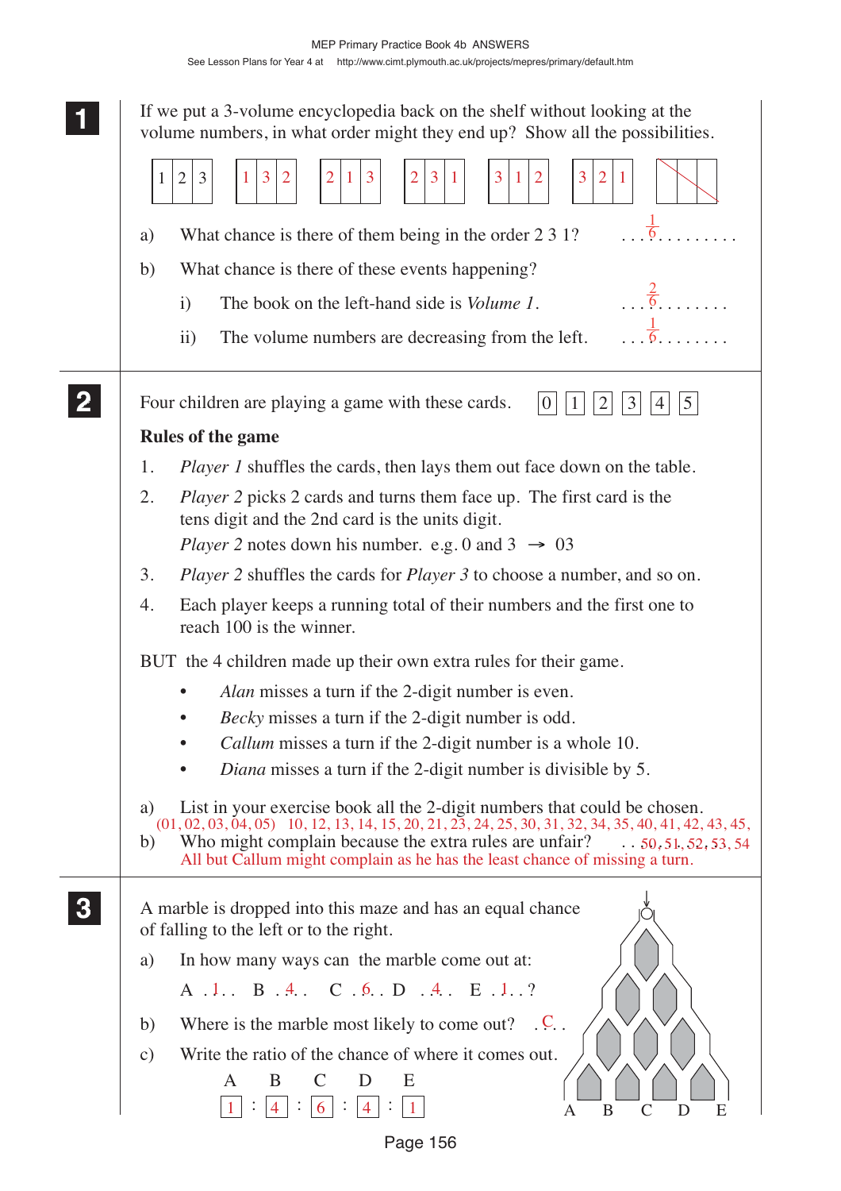**1**

If we put a 3-volume encyclopedia back on the shelf without looking at the volume numbers, in what order might they end up? Show all the possibilities.

| 1 | 2 | 3 |  | 1 | 3 | 2 |  | 2 | 1 | 3 |  | 2 | 3 | 1 |  | 3 | 1 | 2 |  | 3 | 2 | 1 |
|---|---|---|---|---|---|---|---|---|---|---|---|---|---|---|---|---|---|---|---|---|---|---|

a) What chance is there of them being in the order 2 3 1? ... $\frac{1}{6}$ .........

b) What chance is there of these events happening?

i) The book on the left-hand side is *Volume 1*. ... $\frac{2}{6}$ ........

ii) The volume numbers are decreasing from the left. ... $\frac{1}{6}$ ........

---

**2**

Four children are playing a game with these cards. 0 1 2 3 4 5

**Rules of the game**

1. *Player 1* shuffles the cards, then lays them out face down on the table.
2. *Player 2* picks 2 cards and turns them face up. The first card is the tens digit and the 2nd card is the units digit.
   *Player 2* notes down his number. e.g. 0 and 3 → 03
3. *Player 2* shuffles the cards for *Player 3* to choose a number, and so on.
4. Each player keeps a running total of their numbers and the first one to reach 100 is the winner.

BUT the 4 children made up their own extra rules for their game.

- *Alan* misses a turn if the 2-digit number is even.
- *Becky* misses a turn if the 2-digit number is odd.
- *Callum* misses a turn if the 2-digit number is a whole 10.
- *Diana* misses a turn if the 2-digit number is divisible by 5.

a) List in your exercise book all the 2-digit numbers that could be chosen.
(01, 02, 03, 04, 05) 10, 12, 13, 14, 15, 20, 21, 23, 24, 25, 30, 31, 32, 34, 35, 40, 41, 42, 43, 45, 50, 51, 52, 53, 54

b) Who might complain because the extra rules are unfair?
All but Callum might complain as he has the least chance of missing a turn.

---

**3**

A marble is dropped into this maze and has an equal chance of falling to the left or to the right.

a) In how many ways can the marble come out at:

A .. 1 .. B .. 4 .. C .. 6 .. D .. 4 .. E .. 1 .. ?

b) Where is the marble most likely to come out? .. C ..

c) Write the ratio of the chance of where it comes out.

| A | | B | | C | | D | | E |
|---|---|---|---|---|---|---|---|---|
| 1 | : | 4 | : | 6 | : | 4 | : | 1 |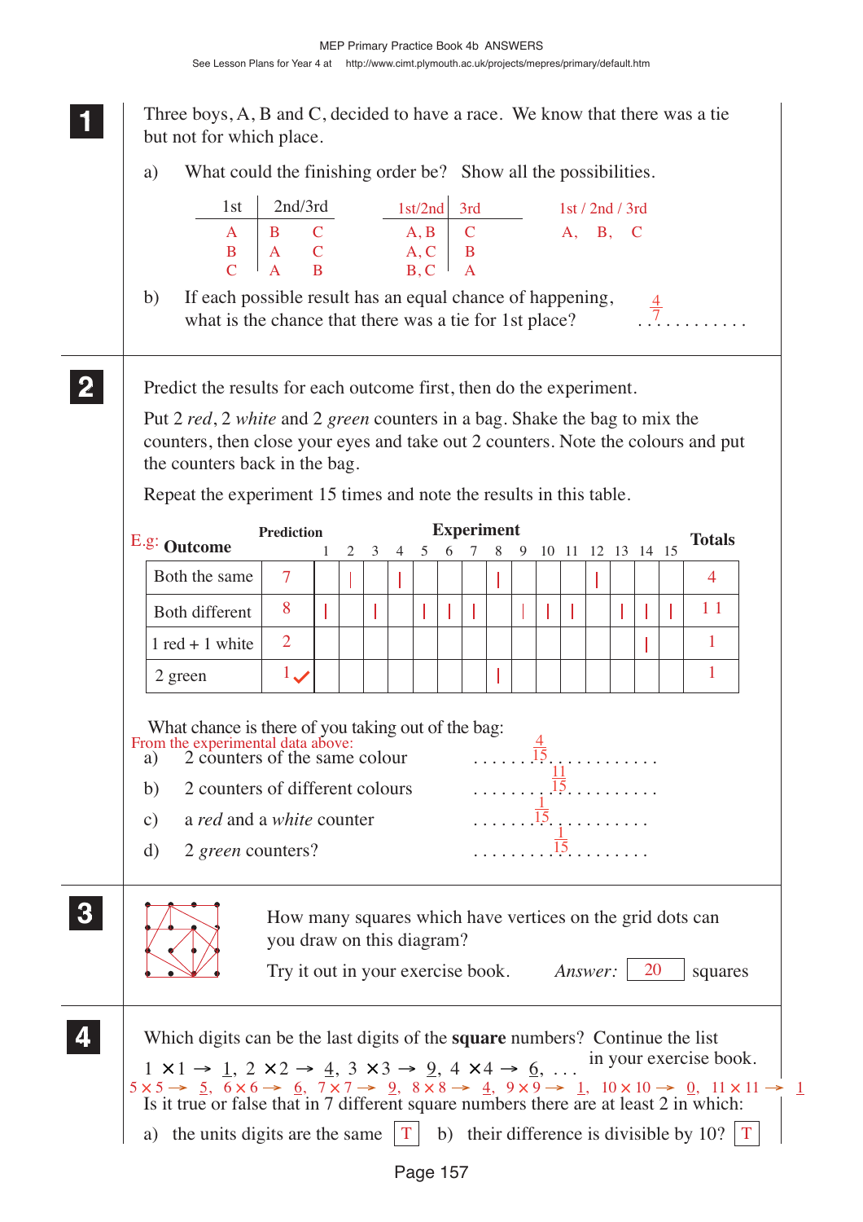**1** Three boys, A, B and C, decided to have a race. We know that there was a tie but not for which place.

a) What could the finishing order be? Show all the possibilities.

| 1st | 2nd/3rd | |
|---|---|---|
| A | B | C |
| B | A | C |
| C | A | B |

| 1st/2nd | 3rd |
|---|---|
| A, B | C |
| A, C | B |
| B, C | A |

1st / 2nd / 3rd
A, B, C

b) If each possible result has an equal chance of happening, what is the chance that there was a tie for 1st place? $\frac{4}{7}$

**2** Predict the results for each outcome first, then do the experiment.

Put 2 *red*, 2 *white* and 2 *green* counters in a bag. Shake the bag to mix the counters, then close your eyes and take out 2 counters. Note the colours and put the counters back in the bag.

Repeat the experiment 15 times and note the results in this table.

E.g.:

| Outcome | Prediction | 1 | 2 | 3 | 4 | 5 | 6 | 7 | 8 | 9 | 10 | 11 | 12 | 13 | 14 | 15 | Totals |
|---|---|---|---|---|---|---|---|---|---|---|---|---|---|---|---|---|---|
| Both the same | 7 | | \| | | \| | | | | \| | | | | \| | | | | 4 |
| Both different | 8 | \| | | \| | | \| | \| | \| | | \| | \| | \| | | \| | \| | \| | 11 |
| 1 red + 1 white | 2 | | | | | | | | | | | | | | \| | | 1 |
| 2 green | 1 ✓ | | | | | | | | \| | | | | | | | | 1 |

What chance is there of you taking out of the bag:

From the experimental data above:

a) 2 counters of the same colour $\frac{4}{15}$

b) 2 counters of different colours $\frac{11}{15}$

c) a *red* and a *white* counter $\frac{1}{15}$

d) 2 *green* counters? $\frac{1}{15}$

**3** How many squares which have vertices on the grid dots can you draw on this diagram?

Try it out in your exercise book. *Answer:* 20 squares

**4** Which digits can be the last digits of the **square** numbers? Continue the list in your exercise book.

$1 \times 1 \rightarrow$ 1, $2 \times 2 \rightarrow$ 4, $3 \times 3 \rightarrow$ 9, $4 \times 4 \rightarrow$ 6, . . .

$5 \times 5 \rightarrow$ 5, $6 \times 6 \rightarrow$ 6, $7 \times 7 \rightarrow$ 9, $8 \times 8 \rightarrow$ 4, $9 \times 9 \rightarrow$ 1, $10 \times 10 \rightarrow$ 0, $11 \times 11 \rightarrow$ 1

Is it true or false that in 7 different square numbers there are at least 2 in which:

a) the units digits are the same [T] b) their difference is divisible by 10? [T]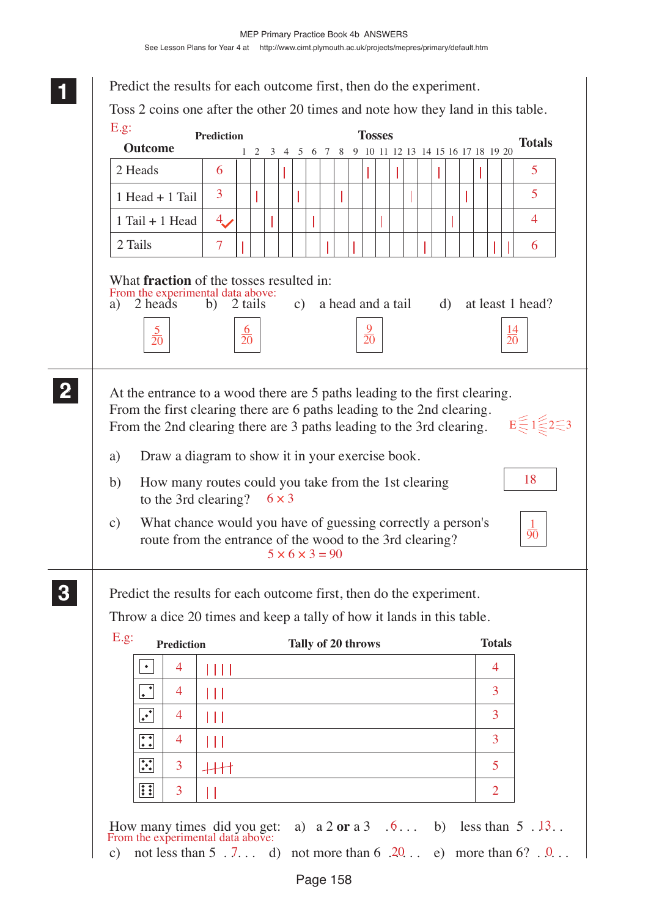MEP Primary Practice Book 4b ANSWERS

See Lesson Plans for Year 4 at http://www.cimt.plymouth.ac.uk/projects/mepres/primary/default.htm

**1**

Predict the results for each outcome first, then do the experiment.

Toss 2 coins one after the other 20 times and note how they land in this table.

E.g:

| Outcome | Prediction | 1 | 2 | 3 | 4 | 5 | 6 | 7 | 8 | 9 | 10 | 11 | 12 | 13 | 14 | 15 | 16 | 17 | 18 | 19 | 20 | Totals |
|---|---|---|---|---|---|---|---|---|---|---|---|---|---|---|---|---|---|---|---|---|---|---|
| 2 Heads | 6 | | | | \| | | | | | | \| | | \| | | | \| | | | \| | | | 5 |
| 1 Head + 1 Tail | 3 | | \| | | | \| | | | \| | | | | | \| | | | | \| | | | | 5 |
| 1 Tail + 1 Head | 4 ✓ | | | \| | | | \| | | | | | \| | | | | | \| | | | | | 4 |
| 2 Tails | 7 | \| | | | | | | \| | | \| | | | | | \| | | | | | \| | \| | 6 |

What **fraction** of the tosses resulted in:

From the experimental data above:

a) 2 heads $\frac{5}{20}$ b) 2 tails $\frac{6}{20}$ c) a head and a tail $\frac{9}{20}$ d) at least 1 head? $\frac{14}{20}$

**2**

At the entrance to a wood there are 5 paths leading to the first clearing.
From the first clearing there are 6 paths leading to the 2nd clearing.
From the 2nd clearing there are 3 paths leading to the 3rd clearing.

E $\equiv$ 1 $\equiv$ 2 $\equiv$ 3

a) Draw a diagram to show it in your exercise book.

b) How many routes could you take from the 1st clearing to the 3rd clearing? $6 \times 3$ **18**

c) What chance would you have of guessing correctly a person's route from the entrance of the wood to the 3rd clearing? $5 \times 6 \times 3 = 90$ $\frac{1}{90}$

**3**

Predict the results for each outcome first, then do the experiment.

Throw a dice 20 times and keep a tally of how it lands in this table.

E.g:

| | Prediction | Tally of 20 throws | Totals |
|---|---|---|---|
| 1 | 4 | \| \| \| \| | 4 |
| 2 | 4 | \| \| \| | 3 |
| 3 | 4 | \| \| \| | 3 |
| 4 | 4 | \| \| \| | 3 |
| 5 | 3 | ~~\| \| \| \|~~ | 5 |
| 6 | 3 | \| \| | 2 |

How many times did you get:

From the experimental data above:

a) a 2 **or** a 3 . . 6 . . . b) less than 5 . . 13 . .

c) not less than 5 . . 7 . . . d) not more than 6 . . 20 . . . e) more than 6? . . 0 . . .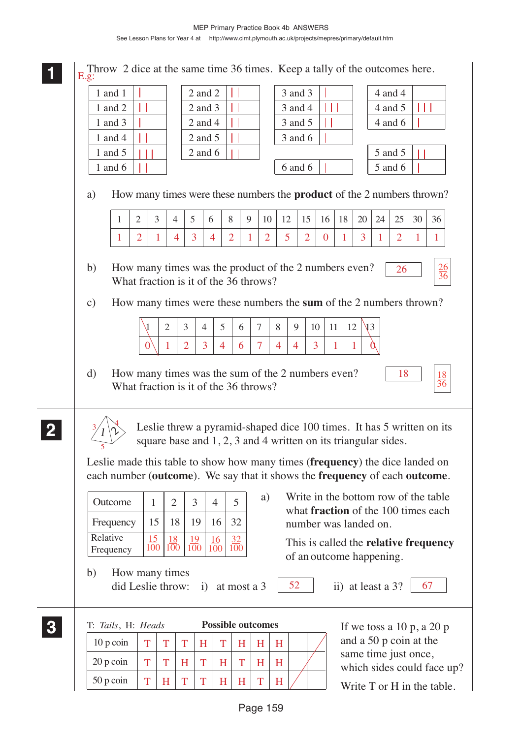MEP Primary Practice Book 4b ANSWERS

See Lesson Plans for Year 4 at http://www.cimt.plymouth.ac.uk/projects/mepres/primary/default.htm

**1**

E.g: Throw 2 dice at the same time 36 times. Keep a tally of the outcomes here.

| | | | | | | | | | | |
|---|---|---|---|---|---|---|---|---|---|---|
| 1 and 1 | \| | | 2 and 2 | \|\| | | 3 and 3 | \| | | 4 and 4 | |
| 1 and 2 | \|\| | | 2 and 3 | \|\| | | 3 and 4 | \|\|\| | | 4 and 5 | \|\|\| |
| 1 and 3 | \| | | 2 and 4 | \|\| | | 3 and 5 | \|\| | | 4 and 6 | \| |
| 1 and 4 | \|\| | | 2 and 5 | \|\| | | 3 and 6 | \| | | | |
| 1 and 5 | \|\|\| | | 2 and 6 | \|\| | | | | | 5 and 5 | \|\| |
| 1 and 6 | \|\| | | | | | 6 and 6 | \| | | 5 and 6 | \| |

a) How many times were these numbers the **product** of the 2 numbers thrown?

| 1 | 2 | 3 | 4 | 5 | 6 | 8 | 9 | 10 | 12 | 15 | 16 | 18 | 20 | 24 | 25 | 30 | 36 |
|---|---|---|---|---|---|---|---|---|---|---|---|---|---|---|---|---|---|
| 1 | 2 | 1 | 4 | 3 | 4 | 2 | 1 | 2 | 5 | 2 | 0 | 1 | 3 | 1 | 2 | 1 | 1 |

b) How many times was the product of the 2 numbers even? 26
What fraction is it of the 36 throws? $\frac{26}{36}$

c) How many times were these numbers the **sum** of the 2 numbers thrown?

| ~~1~~ | 2 | 3 | 4 | 5 | 6 | 7 | 8 | 9 | 10 | 11 | 12 | ~~13~~ |
|---|---|---|---|---|---|---|---|---|---|---|---|---|
| ~~0~~ | 1 | 2 | 3 | 4 | 6 | 7 | 4 | 4 | 3 | 1 | 1 | ~~0~~ |

d) How many times was the sum of the 2 numbers even? 18
What fraction is it of the 36 throws? $\frac{18}{36}$

**2**

Leslie threw a pyramid-shaped dice 100 times. It has 5 written on its square base and 1, 2, 3 and 4 written on its triangular sides.

Leslie made this table to show how many times (**frequency**) the dice landed on each number (**outcome**). We say that it shows the **frequency** of each **outcome**.

| Outcome | 1 | 2 | 3 | 4 | 5 |
|---|---|---|---|---|---|
| Frequency | 15 | 18 | 19 | 16 | 32 |
| Relative Frequency | $\frac{15}{100}$ | $\frac{18}{100}$ | $\frac{19}{100}$ | $\frac{16}{100}$ | $\frac{32}{100}$ |

a) Write in the bottom row of the table what **fraction** of the 100 times each number was landed on.

This is called the **relative frequency** of an outcome happening.

b) How many times did Leslie throw: i) at most a 3 52 ii) at least a 3? 67

**3**

T: *Tails*, H: *Heads*

**Possible outcomes**

| | | | | | | | | | | |
|---|---|---|---|---|---|---|---|---|---|---|
| 10 p coin | T | T | T | H | T | H | H | H | | |
| 20 p coin | T | T | H | T | H | T | H | H | | |
| 50 p coin | T | H | T | T | H | H | T | H | | |

If we toss a 10 p, a 20 p and a 50 p coin at the same time just once, which sides could face up?

Write T or H in the table.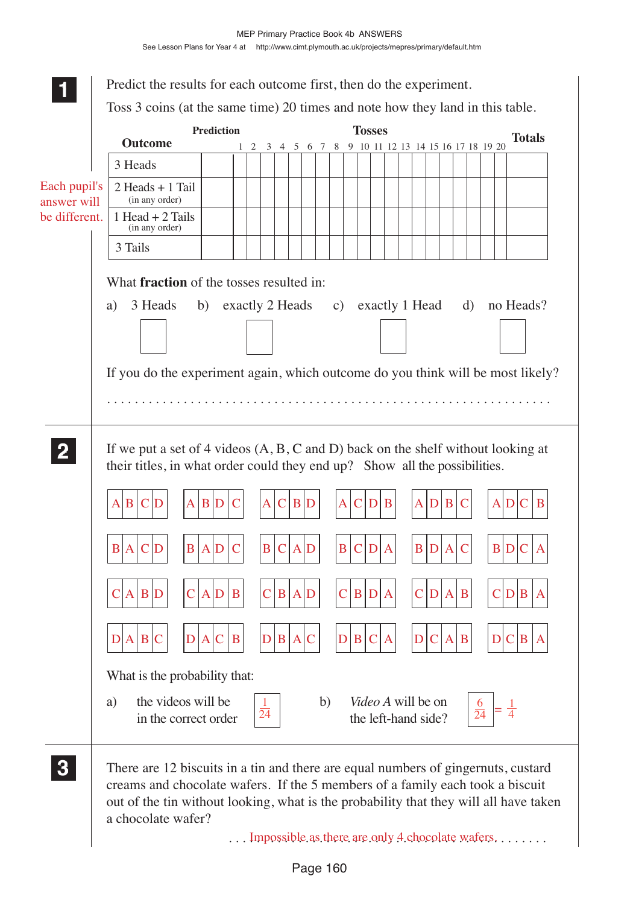**1**

Predict the results for each outcome first, then do the experiment.

Toss 3 coins (at the same time) 20 times and note how they land in this table.

Each pupil's answer will be different.

| Outcome | Prediction | 1 | 2 | 3 | 4 | 5 | 6 | 7 | 8 | 9 | 10 | 11 | 12 | 13 | 14 | 15 | 16 | 17 | 18 | 19 | 20 | Totals |
|---|---|---|---|---|---|---|---|---|---|---|---|---|---|---|---|---|---|---|---|---|---|---|
| 3 Heads | | | | | | | | | | | | | | | | | | | | | | |
| 2 Heads + 1 Tail (in any order) | | | | | | | | | | | | | | | | | | | | | | |
| 1 Head + 2 Tails (in any order) | | | | | | | | | | | | | | | | | | | | | | |
| 3 Tails | | | | | | | | | | | | | | | | | | | | | | |

What **fraction** of the tosses resulted in:

a) 3 Heads b) exactly 2 Heads c) exactly 1 Head d) no Heads?

If you do the experiment again, which outcome do you think will be most likely?

. . . . . . . . . . . . . . . . . . . . . . . . . . . . . . . . . . . . . . . . . . . . . . . . . . . . . . . .

**2**

If we put a set of 4 videos (A, B, C and D) back on the shelf without looking at their titles, in what order could they end up? Show all the possibilities.

| | | | | | |
|---|---|---|---|---|---|
| A B C D | A B D C | A C B D | A C D B | A D B C | A D C B |
| B A C D | B A D C | B C A D | B C D A | B D A C | B D C A |
| C A B D | C A D B | C B A D | C B D A | C D A B | C D B A |
| D A B C | D A C B | D B A C | D B C A | D C A B | D C B A |

What is the probability that:

a) the videos will be in the correct order $\frac{1}{24}$

b) *Video A* will be on the left-hand side? $\frac{6}{24} = \frac{1}{4}$

**3**

There are 12 biscuits in a tin and there are equal numbers of gingernuts, custard creams and chocolate wafers. If the 5 members of a family each took a biscuit out of the tin without looking, what is the probability that they will all have taken a chocolate wafer?

Impossible as there are only 4 chocolate wafers.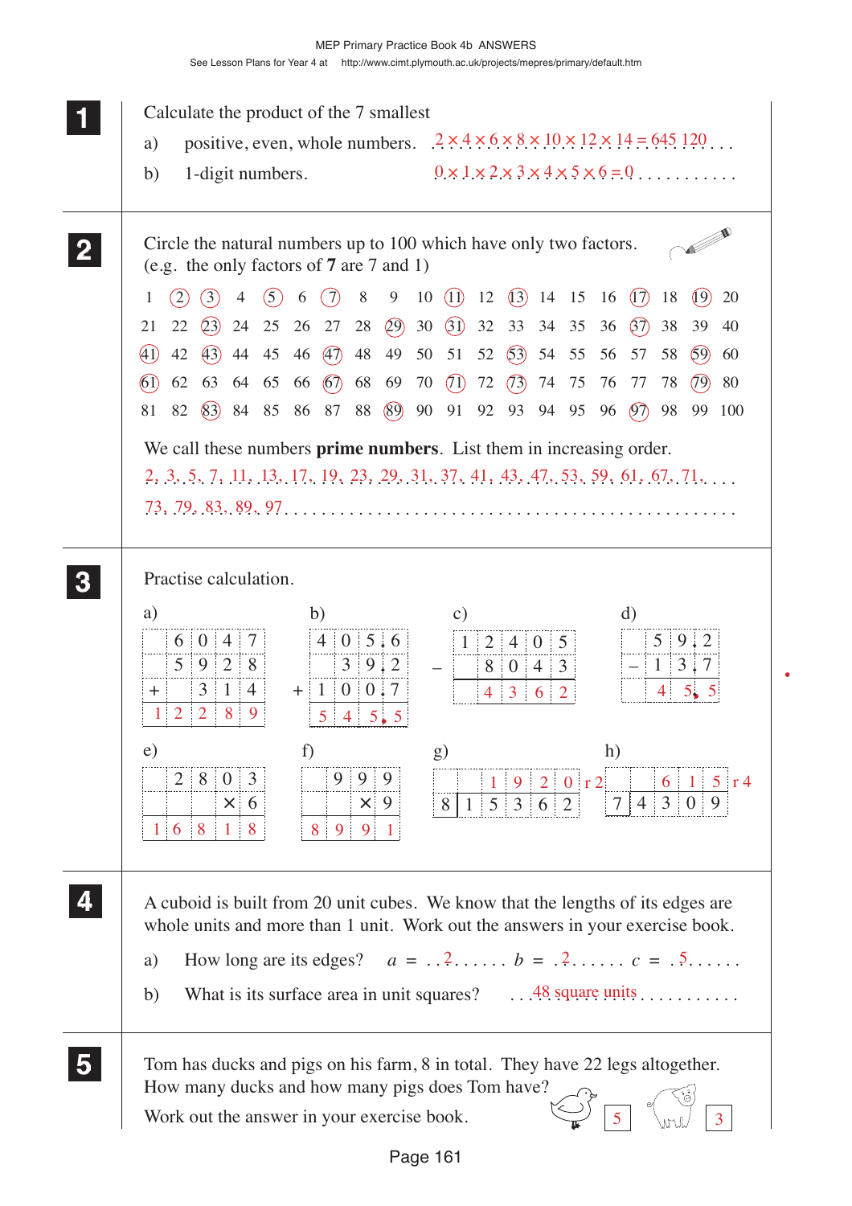## 1

Calculate the product of the 7 smallest

a) positive, even, whole numbers. $2 \times 4 \times 6 \times 8 \times 10 \times 12 \times 14 = 645\,120$

b) 1-digit numbers. $0 \times 1 \times 2 \times 3 \times 4 \times 5 \times 6 = 0$

## 2

Circle the natural numbers up to 100 which have only two factors.
(e.g. the only factors of **7** are 7 and 1)

| 1 | (2) | (3) | 4 | (5) | 6 | (7) | 8 | 9 | 10 | (11) | 12 | (13) | 14 | 15 | 16 | (17) | 18 | (19) | 20 |
|---|---|---|---|---|---|---|---|---|---|---|---|---|---|---|---|---|---|---|---|
| 21 | 22 | (23) | 24 | 25 | 26 | 27 | 28 | (29) | 30 | (31) | 32 | 33 | 34 | 35 | 36 | (37) | 38 | 39 | 40 |
| (41) | 42 | (43) | 44 | 45 | 46 | (47) | 48 | 49 | 50 | 51 | 52 | (53) | 54 | 55 | 56 | 57 | 58 | (59) | 60 |
| (61) | 62 | 63 | 64 | 65 | 66 | (67) | 68 | 69 | 70 | (71) | 72 | (73) | 74 | 75 | 76 | 77 | 78 | (79) | 80 |
| 81 | 82 | (83) | 84 | 85 | 86 | 87 | 88 | (89) | 90 | 91 | 92 | 93 | 94 | 95 | 96 | (97) | 98 | 99 | 100 |

We call these numbers **prime numbers**. List them in increasing order.

2, 3, 5, 7, 11, 13, 17, 19, 23, 29, 31, 37, 41, 43, 47, 53, 59, 61, 67, 71,
73, 79, 83, 89, 97

## 3

Practise calculation.

a)
```
   6 0 4 7
   5 9 2 8
+    3 1 4
 1 2 2 8 9
```

b)
```
   4 0 5.6
     3 9.2
+  1 0 0.7
   5 4 5.5
```

c)
```
   1 2 4 0 5
–    8 0 4 3
     4 3 6 2
```

d)
```
   5 9.2
–  1 3.7
   4 5.5
```

e)
```
   2 8 0 3
×        6
 1 6 8 1 8
```

f)
```
   9 9 9
×      9
 8 9 9 1
```

g) $15362 \div 8 = 1920$ r 2

h) $4309 \div 7 = 615$ r 4

## 4

A cuboid is built from 20 unit cubes. We know that the lengths of its edges are whole units and more than 1 unit. Work out the answers in your exercise book.

a) How long are its edges? $a$ = 2 $b$ = 2 $c$ = 5

b) What is its surface area in unit squares? 48 square units

## 5

Tom has ducks and pigs on his farm, 8 in total. They have 22 legs altogether. How many ducks and how many pigs does Tom have?

Work out the answer in your exercise book.

Ducks: 5 Pigs: 3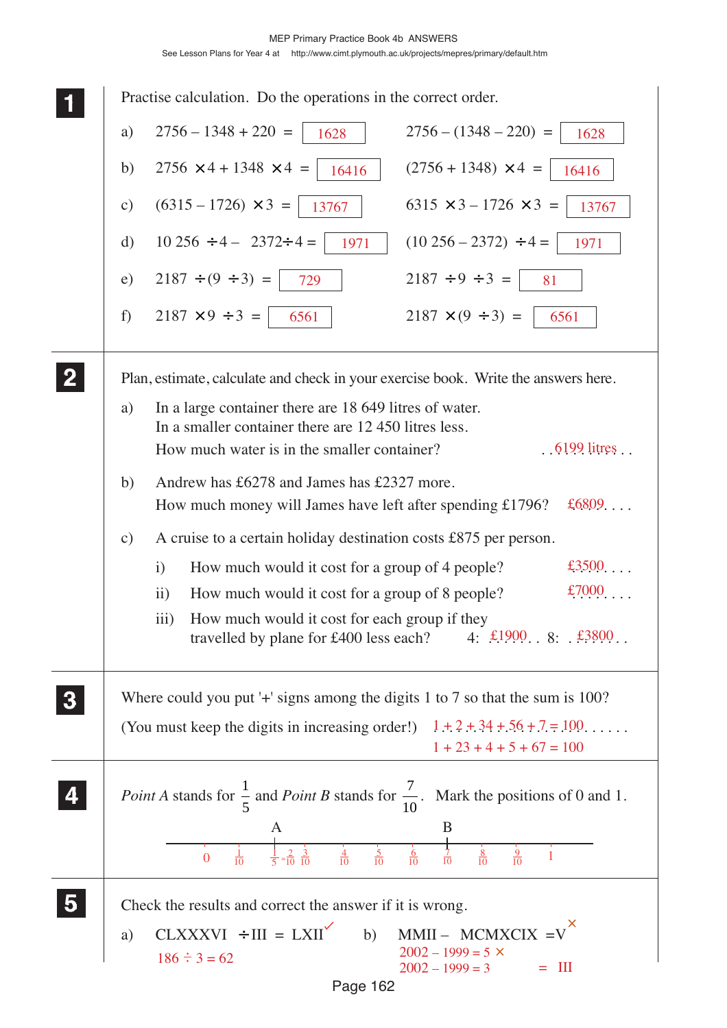**1** Practise calculation. Do the operations in the correct order.

a) $2756 - 1348 + 220 =$ **1628** $\qquad 2756 - (1348 - 220) =$ **1628**

b) $2756 \times 4 + 1348 \times 4 =$ **16416** $\qquad (2756 + 1348) \times 4 =$ **16416**

c) $(6315 - 1726) \times 3 =$ **13767** $\qquad 6315 \times 3 - 1726 \times 3 =$ **13767**

d) $10\,256 \div 4 - 2372 \div 4 =$ **1971** $\qquad (10\,256 - 2372) \div 4 =$ **1971**

e) $2187 \div (9 \div 3) =$ **729** $\qquad 2187 \div 9 \div 3 =$ **81**

f) $2187 \times 9 \div 3 =$ **6561** $\qquad 2187 \times (9 \div 3) =$ **6561**

**2** Plan, estimate, calculate and check in your exercise book. Write the answers here.

a) In a large container there are 18 649 litres of water.
In a smaller container there are 12 450 litres less.
How much water is in the smaller container? **6199 litres**

b) Andrew has £6278 and James has £2327 more.
How much money will James have left after spending £1796? **£6809**

c) A cruise to a certain holiday destination costs £875 per person.

i) How much would it cost for a group of 4 people? **£3500**

ii) How much would it cost for a group of 8 people? **£7000**

iii) How much would it cost for each group if they travelled by plane for £400 less each? 4: **£1900** 8: **£3800**

**3** Where could you put '+' signs among the digits 1 to 7 so that the sum is 100?
(You must keep the digits in increasing order!)
**$1 + 2 + 34 + 56 + 7 = 100$**
**$1 + 23 + 4 + 5 + 67 = 100$**

**4** *Point A* stands for $\frac{1}{5}$ and *Point B* stands for $\frac{7}{10}$. Mark the positions of 0 and 1.

Number line: $0, \frac{1}{10}, \frac{1}{5} = \frac{2}{10}$ (A), $\frac{3}{10}, \frac{4}{10}, \frac{5}{10}, \frac{6}{10}, \frac{7}{10}$ (B), $\frac{8}{10}, \frac{9}{10}, 1$

**5** Check the results and correct the answer if it is wrong.

a) CLXXXVI ÷ III = LXII ✓
$186 \div 3 = 62$

b) MMII – MCMXCIX = V ✗
$2002 - 1999 = 5$ ✗
$2002 - 1999 = 3 \qquad =$ III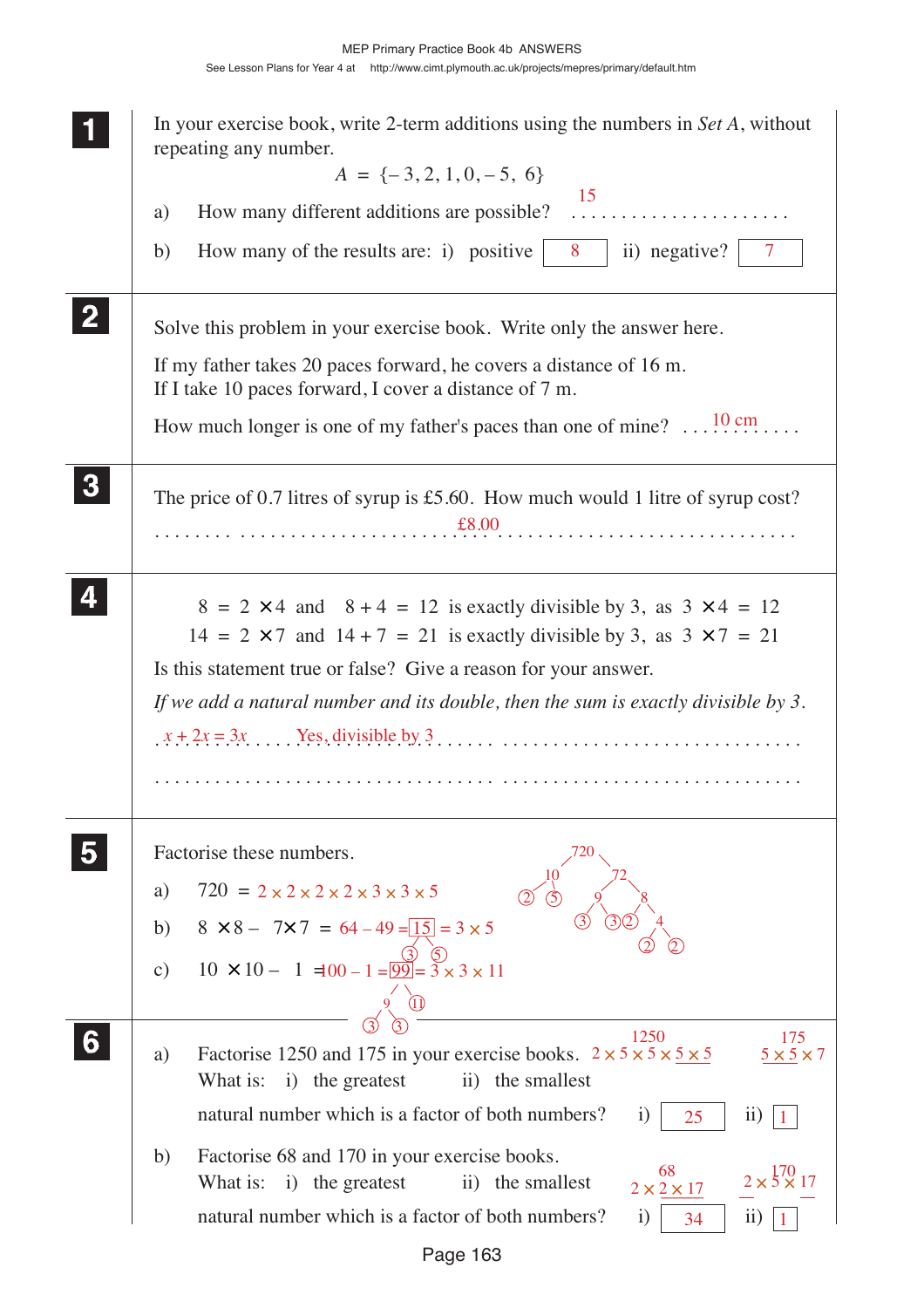**1** In your exercise book, write 2-term additions using the numbers in *Set A*, without repeating any number.

$$A = \{-3, 2, 1, 0, -5, 6\}$$

a) How many different additions are possible? 15

b) How many of the results are: i) positive 8 ii) negative? 7

**2** Solve this problem in your exercise book. Write only the answer here.

If my father takes 20 paces forward, he covers a distance of 16 m.
If I take 10 paces forward, I cover a distance of 7 m.

How much longer is one of my father's paces than one of mine? 10 cm

**3** The price of 0.7 litres of syrup is £5.60. How much would 1 litre of syrup cost?

£8.00

**4**

$8 = 2 \times 4$ and $8 + 4 = 12$ is exactly divisible by 3, as $3 \times 4 = 12$
$14 = 2 \times 7$ and $14 + 7 = 21$ is exactly divisible by 3, as $3 \times 7 = 21$

Is this statement true or false? Give a reason for your answer.

*If we add a natural number and its double, then the sum is exactly divisible by 3.*

$x + 2x = 3x$ Yes, divisible by 3

**5** Factorise these numbers.

a) $720 = 2 \times 2 \times 2 \times 2 \times 3 \times 3 \times 5$

b) $8 \times 8 - 7 \times 7 = 64 - 49 = 15 = 3 \times 5$

c) $10 \times 10 - 1 = 100 - 1 = 99 = 3 \times 3 \times 11$

(Factor trees: 720 → 10, 72; 10 → 2, 5; 72 → 9, 8; 9 → 3, 3; 8 → 2, 4; 4 → 2, 2. 15 → 3, 5. 99 → 9, 11; 9 → 3, 3.)

**6**

a) Factorise 1250 and 175 in your exercise books. $1250 = 2 \times 5 \times 5 \times 5 \times 5$ $175 = 5 \times 5 \times 7$

What is: i) the greatest ii) the smallest

natural number which is a factor of both numbers? i) 25 ii) 1

b) Factorise 68 and 170 in your exercise books. $68 = 2 \times 2 \times 17$ $170 = 2 \times 5 \times 17$

What is: i) the greatest ii) the smallest

natural number which is a factor of both numbers? i) 34 ii) 1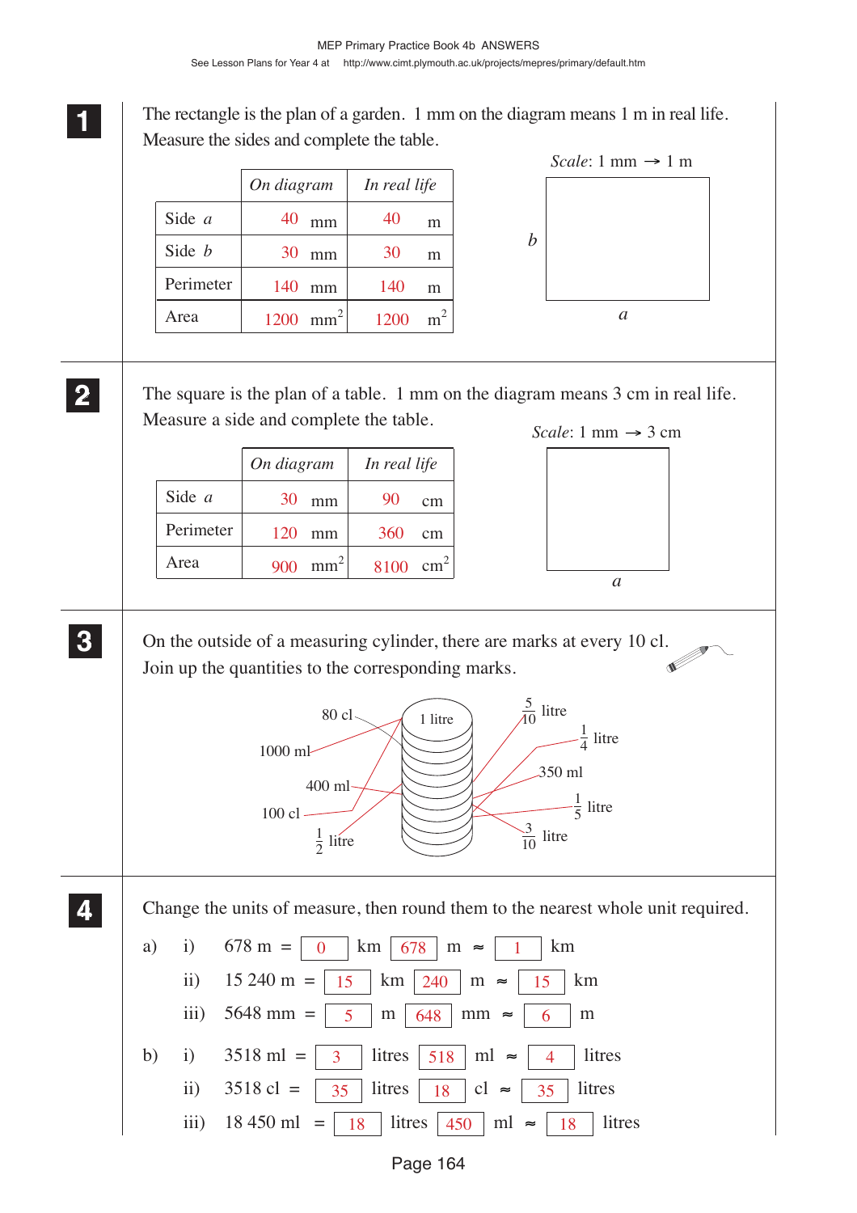**1** The rectangle is the plan of a garden. 1 mm on the diagram means 1 m in real life. Measure the sides and complete the table.

*Scale*: 1 mm → 1 m

| | *On diagram* | *In real life* |
|---|---|---|
| Side $a$ | 40 mm | 40 m |
| Side $b$ | 30 mm | 30 m |
| Perimeter | 140 mm | 140 m |
| Area | 1200 $mm^2$ | 1200 $m^2$ |

**2** The square is the plan of a table. 1 mm on the diagram means 3 cm in real life. Measure a side and complete the table.

*Scale*: 1 mm → 3 cm

| | *On diagram* | *In real life* |
|---|---|---|
| Side $a$ | 30 mm | 90 cm |
| Perimeter | 120 mm | 360 cm |
| Area | 900 $mm^2$ | 8100 $cm^2$ |

**3** On the outside of a measuring cylinder, there are marks at every 10 cl. Join up the quantities to the corresponding marks.

80 cl, 1000 ml, 400 ml, 100 cl, $\frac{1}{2}$ litre, 1 litre, $\frac{5}{10}$ litre, $\frac{1}{4}$ litre, 350 ml, $\frac{1}{5}$ litre, $\frac{3}{10}$ litre

**4** Change the units of measure, then round them to the nearest whole unit required.

a) i) 678 m = 0 km 678 m ≈ 1 km

ii) 15 240 m = 15 km 240 m ≈ 15 km

iii) 5648 mm = 5 m 648 mm ≈ 6 m

b) i) 3518 ml = 3 litres 518 ml ≈ 4 litres

ii) 3518 cl = 35 litres 18 cl ≈ 35 litres

iii) 18 450 ml = 18 litres 450 ml ≈ 18 litres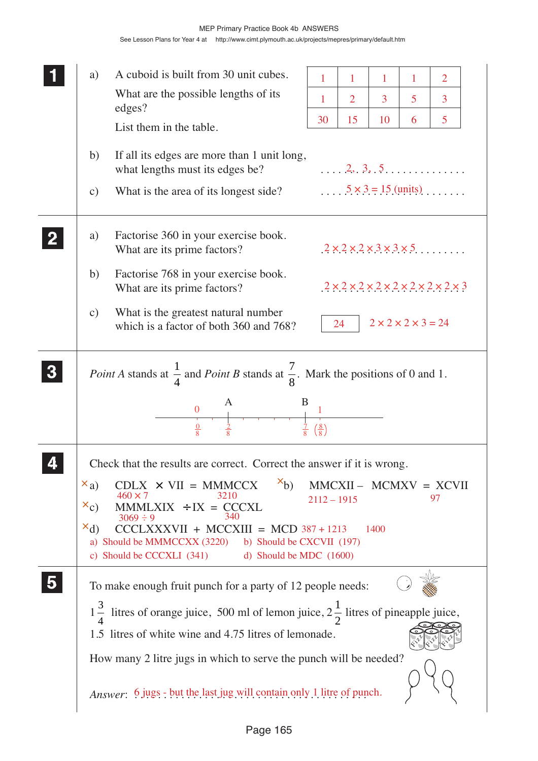**1**

a) A cuboid is built from 30 unit cubes.

What are the possible lengths of its edges?

List them in the table.

| | | | | |
|---|---|---|---|---|
| 1 | 1 | 1 | 1 | 2 |
| 1 | 2 | 3 | 5 | 3 |
| 30 | 15 | 10 | 6 | 5 |

b) If all its edges are more than 1 unit long, what lengths must its edges be? ..... 2, 3, 5 ..............

c) What is the area of its longest side? .... $5 \times 3 = 15$ (units) .......

**2**

a) Factorise 360 in your exercise book. What are its prime factors? $2 \times 2 \times 2 \times 3 \times 3 \times 5$

b) Factorise 768 in your exercise book. What are its prime factors? $2 \times 2 \times 2 \times 2 \times 2 \times 2 \times 2 \times 2 \times 3$

c) What is the greatest natural number which is a factor of both 360 and 768? **24** $\quad 2 \times 2 \times 2 \times 3 = 24$

**3**

*Point A* stands at $\frac{1}{4}$ and *Point B* stands at $\frac{7}{8}$. Mark the positions of 0 and 1.

Number line: 0 at $\frac{0}{8}$, A at $\frac{2}{8}$, B at $\frac{7}{8}$, 1 at $\left(\frac{8}{8}\right)$

**4**

Check that the results are correct. Correct the answer if it is wrong.

✗ a) CDLX × VII = MMMCCX $\quad$ ($460 \times 7$; 3210)

✗ b) MMCXII – MCMXV = XCVII $\quad$ ($2112 - 1915$; 97)

✗ c) MMMLXIX ÷ IX = CCCXL $\quad$ ($3069 \div 9$; 340)

✗ d) CCCLXXXVII + MCCXIII = MCD $\quad$ ($387 + 1213$; 1400)

a) Should be MMMCCXX (3220) $\quad$ b) Should be CXCVII (197)

c) Should be CCCXLI (341) $\quad$ d) Should be MDC (1600)

**5**

To make enough fruit punch for a party of 12 people needs:

$1\frac{3}{4}$ litres of orange juice, 500 ml of lemon juice, $2\frac{1}{2}$ litres of pineapple juice, 1.5 litres of white wine and 4.75 litres of lemonade.

How many 2 litre jugs in which to serve the punch will be needed?

*Answer*: 6 jugs - but the last jug will contain only 1 litre of punch.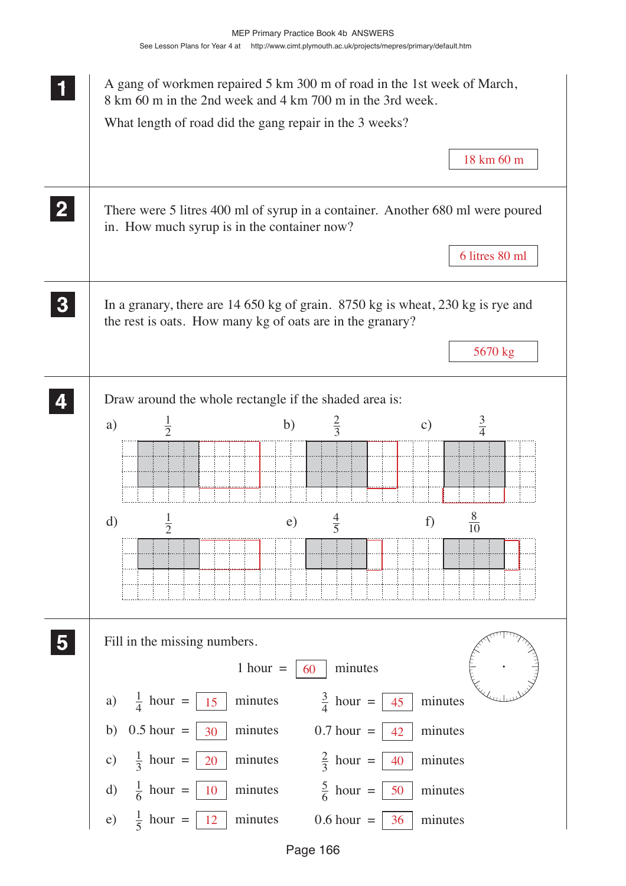**1** A gang of workmen repaired 5 km 300 m of road in the 1st week of March, 8 km 60 m in the 2nd week and 4 km 700 m in the 3rd week.

What length of road did the gang repair in the 3 weeks?

18 km 60 m

**2** There were 5 litres 400 ml of syrup in a container. Another 680 ml were poured in. How much syrup is in the container now?

6 litres 80 ml

**3** In a granary, there are 14 650 kg of grain. 8750 kg is wheat, 230 kg is rye and the rest is oats. How many kg of oats are in the granary?

5670 kg

**4** Draw around the whole rectangle if the shaded area is:

a) $\frac{1}{2}$ b) $\frac{2}{3}$ c) $\frac{3}{4}$

d) $\frac{1}{2}$ e) $\frac{4}{5}$ f) $\frac{8}{10}$

**5** Fill in the missing numbers.

1 hour = 60 minutes

a) $\frac{1}{4}$ hour = 15 minutes $\frac{3}{4}$ hour = 45 minutes

b) 0.5 hour = 30 minutes 0.7 hour = 42 minutes

c) $\frac{1}{3}$ hour = 20 minutes $\frac{2}{3}$ hour = 40 minutes

d) $\frac{1}{6}$ hour = 10 minutes $\frac{5}{6}$ hour = 50 minutes

e) $\frac{1}{5}$ hour = 12 minutes 0.6 hour = 36 minutes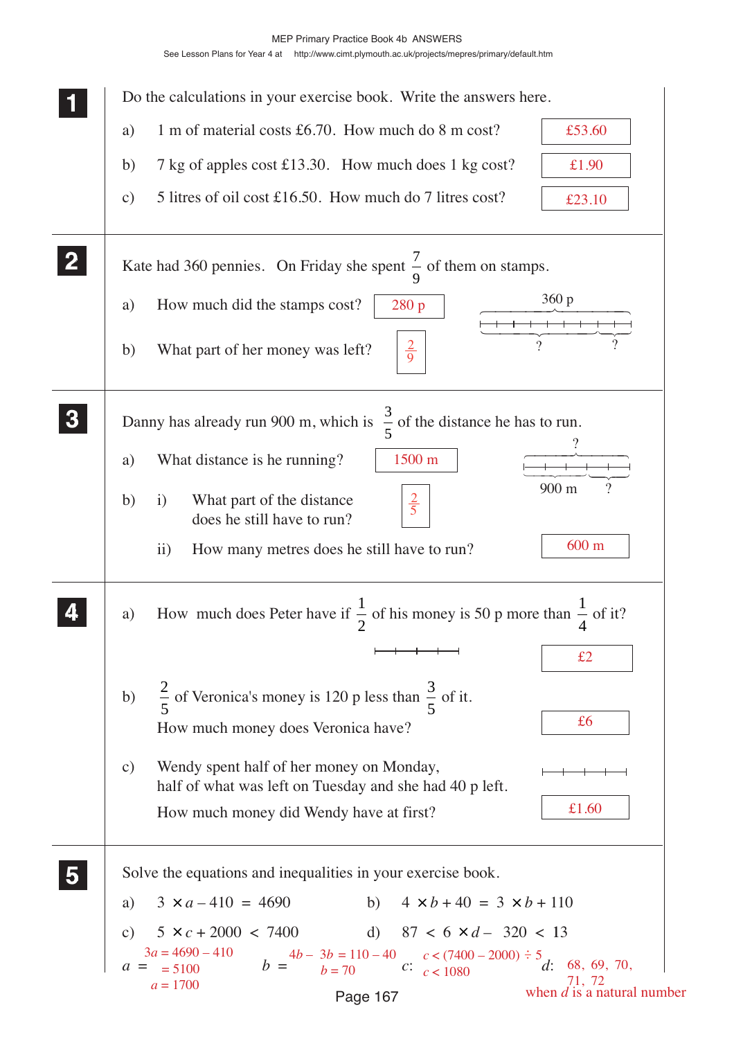MEP Primary Practice Book 4b ANSWERS

See Lesson Plans for Year 4 at http://www.cimt.plymouth.ac.uk/projects/mepres/primary/default.htm

## 1

Do the calculations in your exercise book. Write the answers here.

a) 1 m of material costs £6.70. How much do 8 m cost? **£53.60**

b) 7 kg of apples cost £13.30. How much does 1 kg cost? **£1.90**

c) 5 litres of oil cost £16.50. How much do 7 litres cost? **£23.10**

## 2

Kate had 360 pennies. On Friday she spent $\frac{7}{9}$ of them on stamps.

a) How much did the stamps cost? **280 p**

b) What part of her money was left? $\frac{2}{9}$

(Diagram: 360 p; ?, ?)

## 3

Danny has already run 900 m, which is $\frac{3}{5}$ of the distance he has to run.

a) What distance is he running? **1500 m**

b) i) What part of the distance does he still have to run? $\frac{2}{5}$

ii) How many metres does he still have to run? **600 m**

(Diagram: ?; 900 m, ?)

## 4

a) How much does Peter have if $\frac{1}{2}$ of his money is 50 p more than $\frac{1}{4}$ of it? **£2**

b) $\frac{2}{5}$ of Veronica's money is 120 p less than $\frac{3}{5}$ of it.
How much money does Veronica have? **£6**

c) Wendy spent half of her money on Monday, half of what was left on Tuesday and she had 40 p left.
How much money did Wendy have at first? **£1.60**

## 5

Solve the equations and inequalities in your exercise book.

a) $3 \times a - 410 = 4690$

b) $4 \times b + 40 = 3 \times b + 110$

c) $5 \times c + 2000 < 7400$

d) $87 < 6 \times d - 320 < 13$

$a$ = $3a = 4690 - 410$; $= 5100$; $a = 1700$

$b$ = $4b - 3b = 110 - 40$; $b = 70$

$c$: $c < (7400 - 2000) \div 5$; $c < 1080$

$d$: 68, 69, 70, 71, 72 when $d$ is a natural number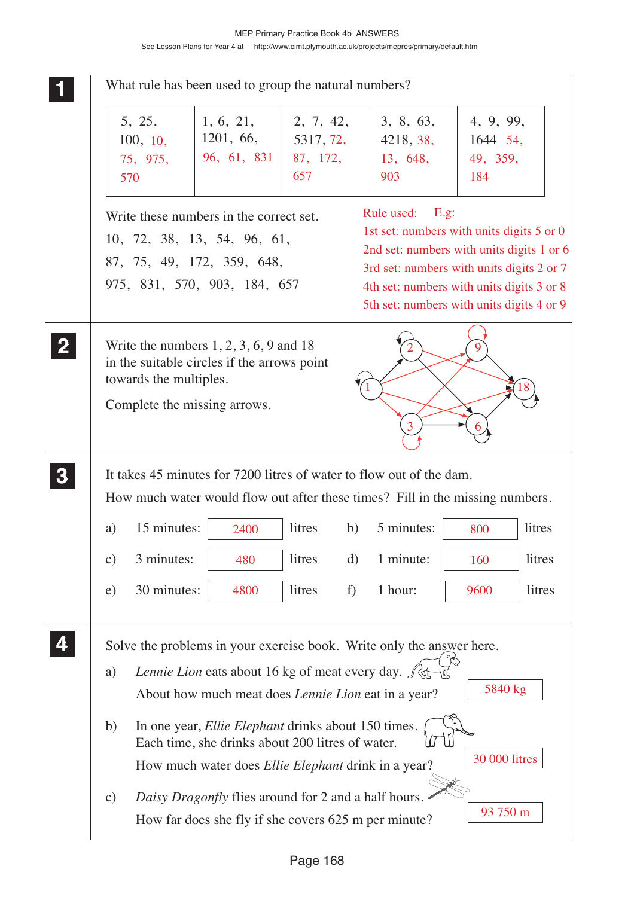**1** What rule has been used to group the natural numbers?

| 5, 25, 100, 10, 75, 975, 570 | 1, 6, 21, 1201, 66, 96, 61, 831 | 2, 7, 42, 5317, 72, 87, 172, 657 | 3, 8, 63, 4218, 38, 13, 648, 903 | 4, 9, 99, 1644 54, 49, 359, 184 |
|---|---|---|---|---|

Write these numbers in the correct set.

10, 72, 38, 13, 54, 96, 61,
87, 75, 49, 172, 359, 648,
975, 831, 570, 903, 184, 657

Rule used: E.g:
1st set: numbers with units digits 5 or 0
2nd set: numbers with units digits 1 or 6
3rd set: numbers with units digits 2 or 7
4th set: numbers with units digits 3 or 8
5th set: numbers with units digits 4 or 9

**2** Write the numbers 1, 2, 3, 6, 9 and 18 in the suitable circles if the arrows point towards the multiples.

Complete the missing arrows.

**3** It takes 45 minutes for 7200 litres of water to flow out of the dam.

How much water would flow out after these times? Fill in the missing numbers.

a) 15 minutes: 2400 litres  b) 5 minutes: 800 litres

c) 3 minutes: 480 litres  d) 1 minute: 160 litres

e) 30 minutes: 4800 litres  f) 1 hour: 9600 litres

**4** Solve the problems in your exercise book. Write only the answer here.

a) *Lennie Lion* eats about 16 kg of meat every day.
About how much meat does *Lennie Lion* eat in a year? 5840 kg

b) In one year, *Ellie Elephant* drinks about 150 times. Each time, she drinks about 200 litres of water.
How much water does *Ellie Elephant* drink in a year? 30 000 litres

c) *Daisy Dragonfly* flies around for 2 and a half hours.
How far does she fly if she covers 625 m per minute? 93 750 m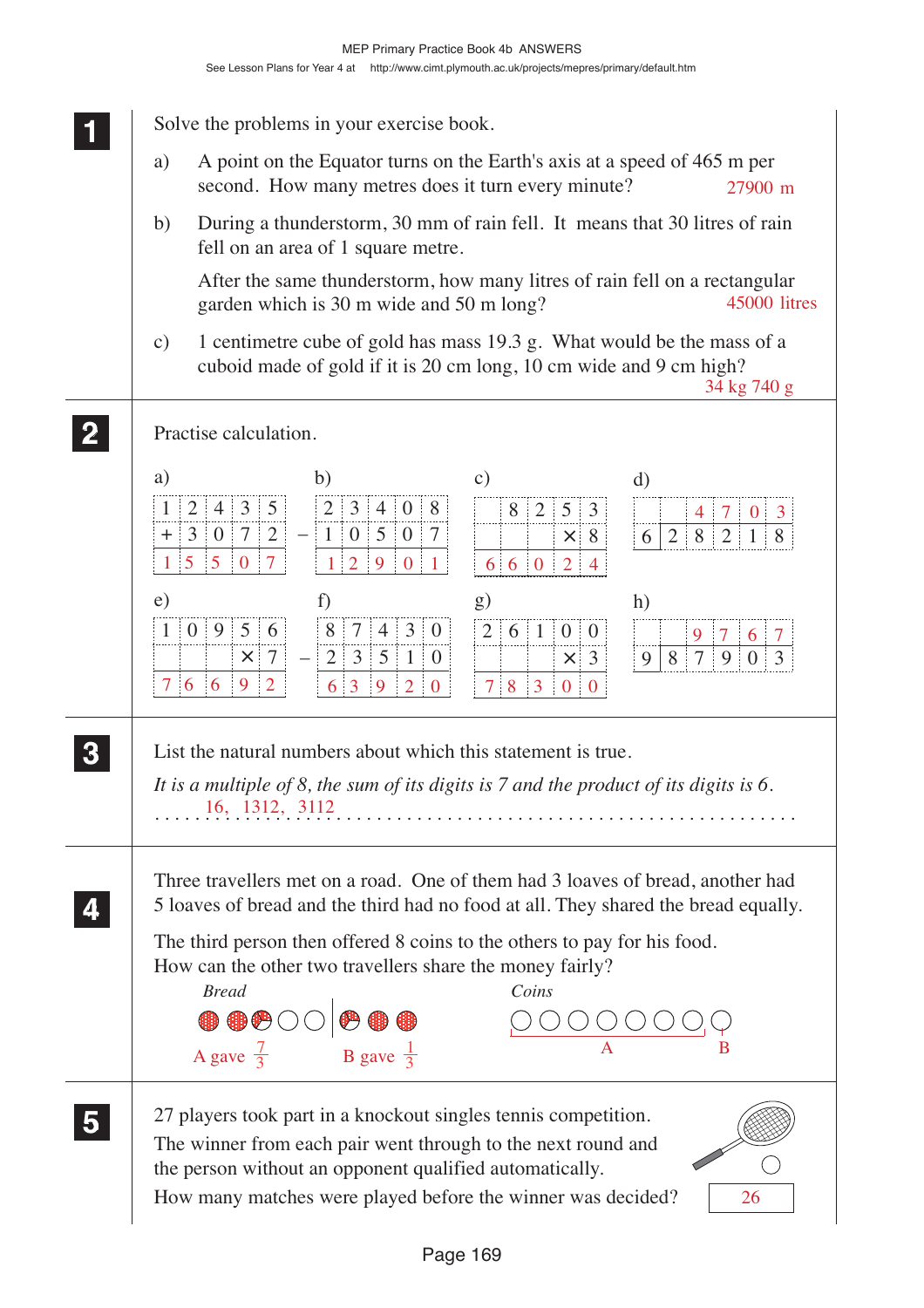**1** Solve the problems in your exercise book.

a) A point on the Equator turns on the Earth's axis at a speed of 465 m per second. How many metres does it turn every minute? 27900 m

b) During a thunderstorm, 30 mm of rain fell. It means that 30 litres of rain fell on an area of 1 square metre.

After the same thunderstorm, how many litres of rain fell on a rectangular garden which is 30 m wide and 50 m long? 45000 litres

c) 1 centimetre cube of gold has mass 19.3 g. What would be the mass of a cuboid made of gold if it is 20 cm long, 10 cm wide and 9 cm high? 34 kg 740 g

**2** Practise calculation.

a)

|   | 1 | 2 | 4 | 3 | 5 |
|---|---|---|---|---|---|
| + | 3 | 0 | 7 | 2 |   |
|   | 1 | 5 | 5 | 0 | 7 |

b)

|   | 2 | 3 | 4 | 0 | 8 |
|---|---|---|---|---|---|
| − | 1 | 0 | 5 | 0 | 7 |
|   | 1 | 2 | 9 | 0 | 1 |

c)

|   | 8 | 2 | 5 | 3 |
|---|---|---|---|---|
|   |   |   | × | 8 |
| 6 | 6 | 0 | 2 | 4 |

d)

|   |   | 4 | 7 | 0 | 3 |
|---|---|---|---|---|---|
| 6 | 2 | 8 | 2 | 1 | 8 |

e)

| 1 | 0 | 9 | 5 | 6 |
|---|---|---|---|---|
|   |   |   | × | 7 |
| 7 | 6 | 6 | 9 | 2 |

f)

|   | 8 | 7 | 4 | 3 | 0 |
|---|---|---|---|---|---|
| − | 2 | 3 | 5 | 1 | 0 |
|   | 6 | 3 | 9 | 2 | 0 |

g)

| 2 | 6 | 1 | 0 | 0 |
|---|---|---|---|---|
|   |   |   | × | 3 |
| 7 | 8 | 3 | 0 | 0 |

h)

|   |   | 9 | 7 | 6 | 7 |
|---|---|---|---|---|---|
| 9 | 8 | 7 | 9 | 0 | 3 |

**3** List the natural numbers about which this statement is true.

*It is a multiple of 8, the sum of its digits is 7 and the product of its digits is 6.*

16, 1312, 3112

**4** Three travellers met on a road. One of them had 3 loaves of bread, another had 5 loaves of bread and the third had no food at all. They shared the bread equally.

The third person then offered 8 coins to the others to pay for his food. How can the other two travellers share the money fairly?

*Bread* &nbsp;&nbsp;&nbsp;&nbsp; *Coins*

A gave $\frac{7}{3}$ &nbsp;&nbsp; B gave $\frac{1}{3}$ &nbsp;&nbsp;&nbsp;&nbsp; A (7 coins) &nbsp;&nbsp; B (1 coin)

**5** 27 players took part in a knockout singles tennis competition. The winner from each pair went through to the next round and the person without an opponent qualified automatically. How many matches were played before the winner was decided? 26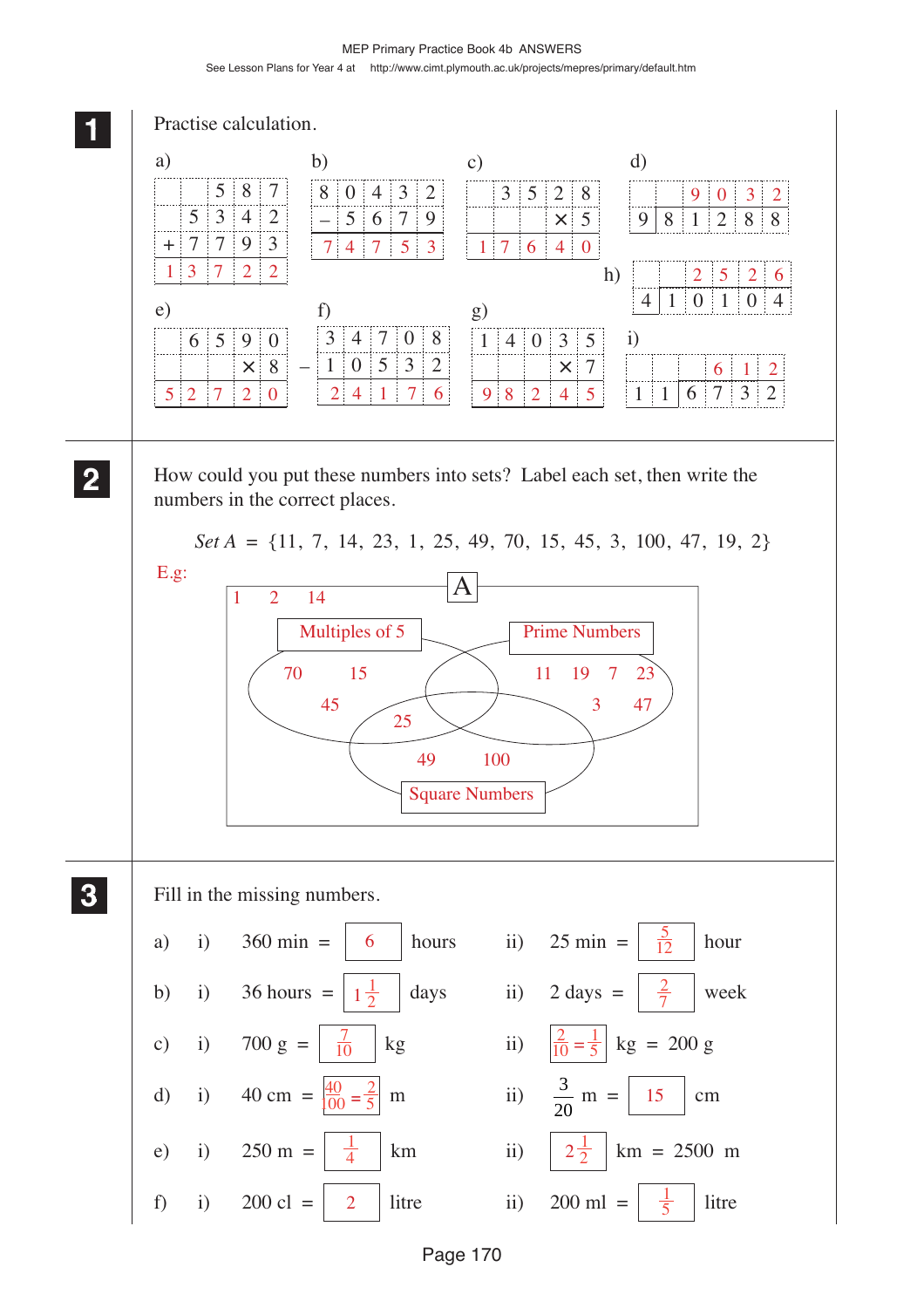## 1

Practise calculation.

a)

| | | 5 | 8 | 7 |
|---|---|---|---|---|
| | 5 | 3 | 4 | 2 |
| + | 7 | 7 | 9 | 3 |
| 1 | 3 | 7 | 2 | 2 |

b)

| 8 | 0 | 4 | 3 | 2 |
|---|---|---|---|---|
| – | 5 | 6 | 7 | 9 |
| 7 | 4 | 7 | 5 | 3 |

c)

| | 3 | 5 | 2 | 8 |
|---|---|---|---|---|
| | | | × | 5 |
| 1 | 7 | 6 | 4 | 0 |

d) $98128 \div 9 = 9032$

| | | 9 | 0 | 3 | 2 |
|---|---|---|---|---|---|
| 9 | 8 | 1 | 2 | 8 | 8 |

e)

| | 6 | 5 | 9 | 0 |
|---|---|---|---|---|
| | | | × | 8 |
| 5 | 2 | 7 | 2 | 0 |

f)

| | 3 | 4 | 7 | 0 | 8 |
|---|---|---|---|---|---|
| – | 1 | 0 | 5 | 3 | 2 |
| | 2 | 4 | 1 | 7 | 6 |

g)

| 1 | 4 | 0 | 3 | 5 |
|---|---|---|---|---|
| | | | × | 7 |
| 9 | 8 | 2 | 4 | 5 |

h) $10104 \div 4 = 2526$

| | | 2 | 5 | 2 | 6 |
|---|---|---|---|---|---|
| 4 | 1 | 0 | 1 | 0 | 4 |

i) $11672 \div ... $

| | | | 6 | 1 | 2 |
|---|---|---|---|---|---|
| 1 | 1 | 6 | 7 | 3 | 2 |

## 2

How could you put these numbers into sets? Label each set, then write the numbers in the correct places.

*Set A* = {11, 7, 14, 23, 1, 25, 49, 70, 15, 45, 3, 100, 47, 19, 2}

E.g:

Set A (universal set):
- Outside all subsets: 1, 2, 14
- Multiples of 5 only: 70, 15, 45
- Prime Numbers only: 11, 19, 7, 23, 3, 47
- Multiples of 5 and Square Numbers: 25
- Square Numbers only: 49, 100

## 3

Fill in the missing numbers.

a) i) 360 min = **6** hours ii) 25 min = $\frac{5}{12}$ hour

b) i) 36 hours = $1\frac{1}{2}$ days ii) 2 days = $\frac{2}{7}$ week

c) i) 700 g = $\frac{7}{10}$ kg ii) $\frac{2}{10} = \frac{1}{5}$ kg = 200 g

d) i) 40 cm = $\frac{40}{100} = \frac{2}{5}$ m ii) $\frac{3}{20}$ m = **15** cm

e) i) 250 m = $\frac{1}{4}$ km ii) $2\frac{1}{2}$ km = 2500 m

f) i) 200 cl = **2** litre ii) 200 ml = $\frac{1}{5}$ litre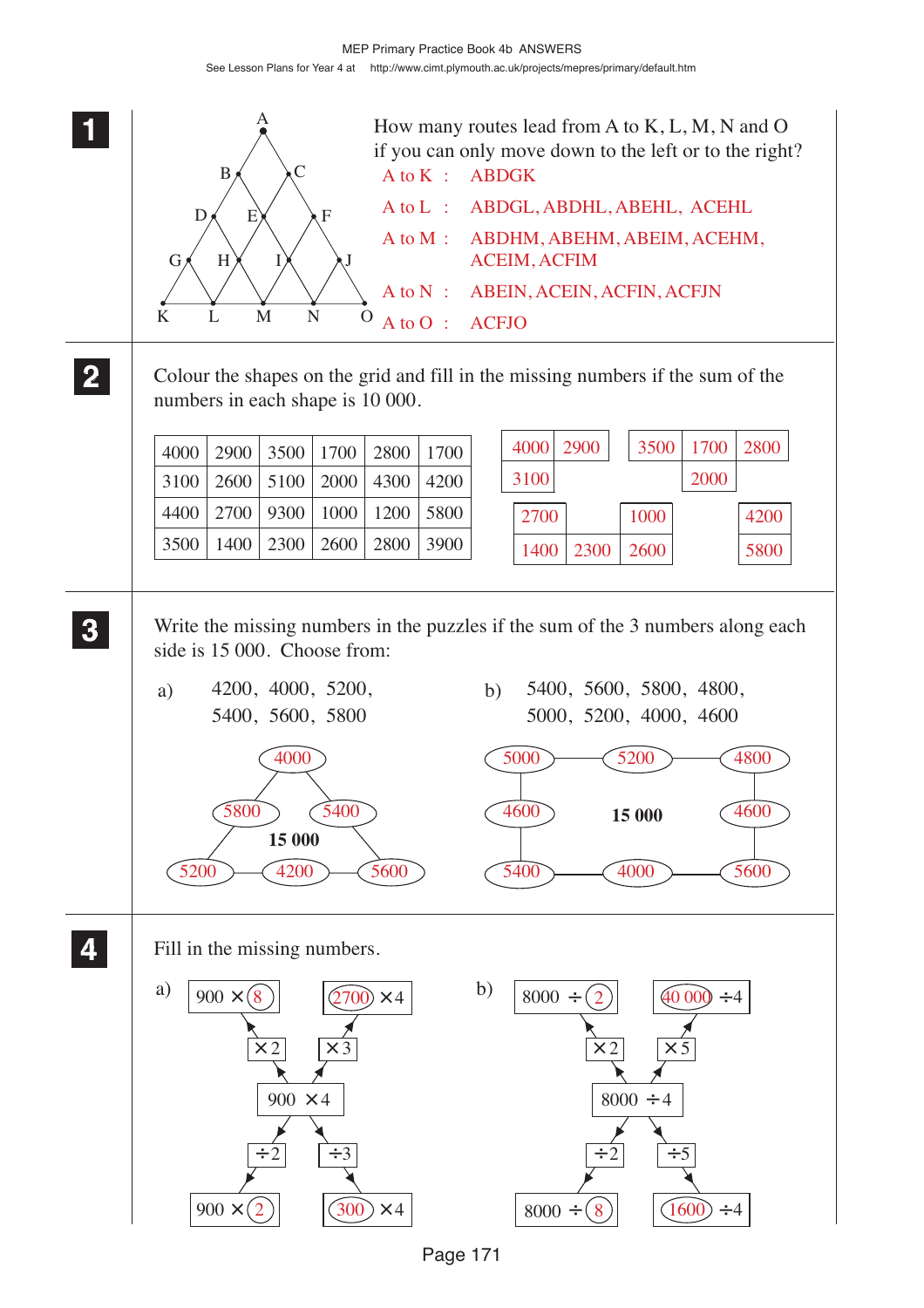## 1

How many routes lead from A to K, L, M, N and O if you can only move down to the left or to the right?

A to K : ABDGK

A to L : ABDGL, ABDHL, ABEHL, ACEHL

A to M : ABDHM, ABEHM, ABEIM, ACEHM, ACEIM, ACFIM

A to N : ABEIN, ACEIN, ACFIN, ACFJN

A to O : ACFJO

## 2

Colour the shapes on the grid and fill in the missing numbers if the sum of the numbers in each shape is 10 000.

| 4000 | 2900 | 3500 | 1700 | 2800 | 1700 |
|---|---|---|---|---|---|
| 3100 | 2600 | 5100 | 2000 | 4300 | 4200 |
| 4400 | 2700 | 9300 | 1000 | 1200 | 5800 |
| 3500 | 1400 | 2300 | 2600 | 2800 | 3900 |

Shapes: 4000, 2900, 3100; 3500, 1700, 2800, 2000; 2700, 1400, 2300; 1000, 2600; 4200, 5800

## 3

Write the missing numbers in the puzzles if the sum of the 3 numbers along each side is 15 000. Choose from:

a) 4200, 4000, 5200, 5400, 5600, 5800

Triangle (15 000): top 4000; left side 5800; right side 5400; bottom 5200, 4200, 5600

b) 5400, 5600, 5800, 4800, 5000, 5200, 4000, 4600

Square (15 000): top 5000, 5200, 4800; left 4600; right 4600; bottom 5400, 4000, 5600

## 4

Fill in the missing numbers.

a) 900 × 8 ←(×2)← 900 × 4 →(×3)→ 2700 × 4

900 × 2 ←(÷2)← 900 × 4 →(÷3)→ 300 × 4

b) 8000 ÷ 2 ←(×2)← 8000 ÷ 4 →(×5)→ 40 000 ÷ 4

8000 ÷ 8 ←(÷2)← 8000 ÷ 4 →(÷5)→ 1600 ÷ 4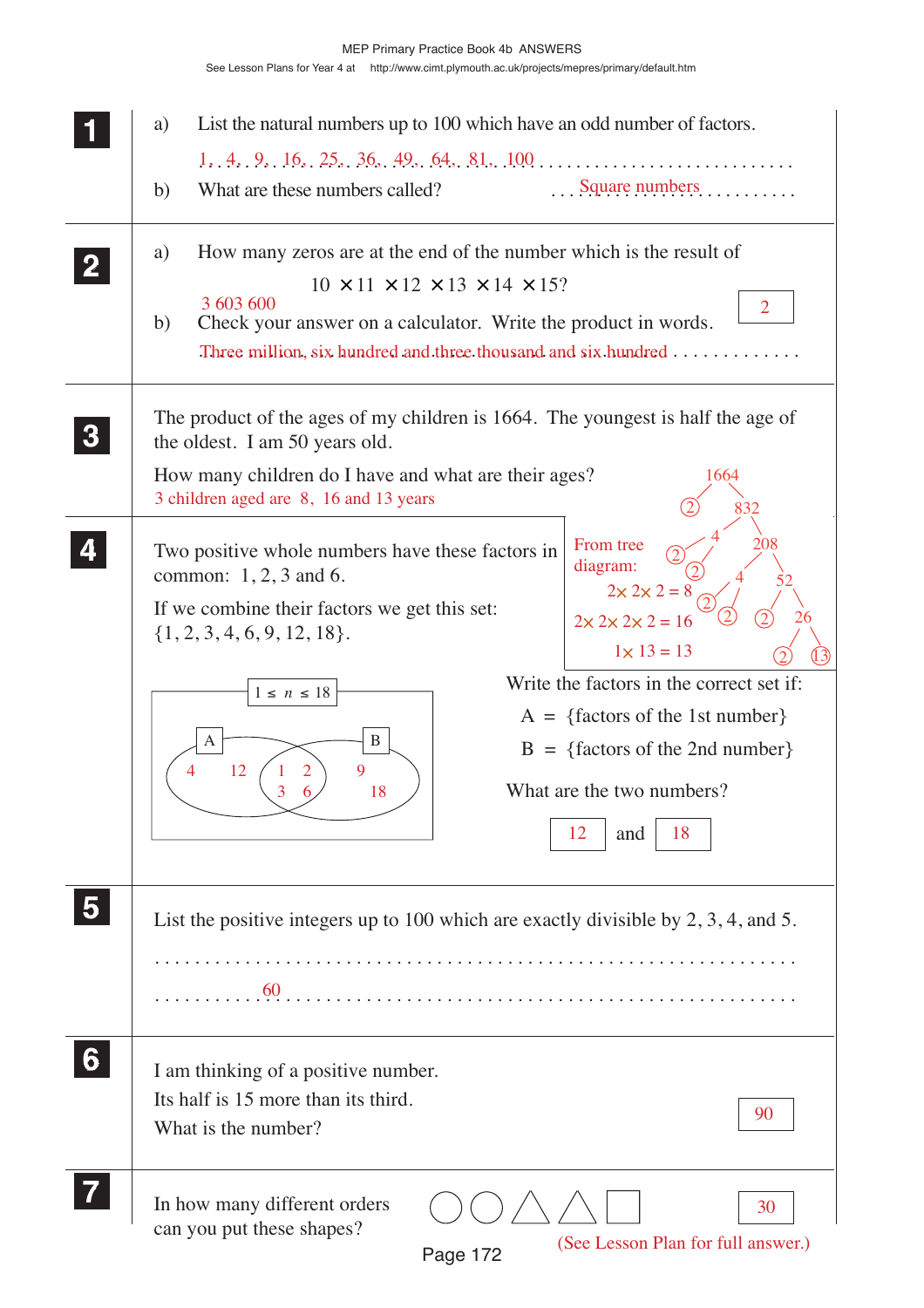**1**

a) List the natural numbers up to 100 which have an odd number of factors.

1, 4, 9, 16, 25, 36, 49, 64, 81, 100

b) What are these numbers called? Square numbers

**2**

a) How many zeros are at the end of the number which is the result of

$$10 \times 11 \times 12 \times 13 \times 14 \times 15?$$

2

3 603 600

b) Check your answer on a calculator. Write the product in words.

Three million, six hundred and three thousand and six hundred

**3**

The product of the ages of my children is 1664. The youngest is half the age of the oldest. I am 50 years old.

How many children do I have and what are their ages?

3 children aged are 8, 16 and 13 years

From tree diagram:

1664 → 2 × 832; 832 → 4 × 208; 4 → 2 × 2; 208 → 4 × 52; 4 → 2 × 2; 52 → 2 × 26; 26 → 2 × 13

$2 \times 2 \times 2 = 8$

$2 \times 2 \times 2 \times 2 = 16$

$1 \times 13 = 13$

**4**

Two positive whole numbers have these factors in common: 1, 2, 3 and 6.

If we combine their factors we get this set: {1, 2, 3, 4, 6, 9, 12, 18}.

Venn diagram ($1 \leq n \leq 18$):

- A only: 4, 12
- A and B: 1, 2, 3, 6
- B only: 9, 18

Write the factors in the correct set if:

A = {factors of the 1st number}

B = {factors of the 2nd number}

What are the two numbers?

12 and 18

**5**

List the positive integers up to 100 which are exactly divisible by 2, 3, 4, and 5.

60

**6**

I am thinking of a positive number.
Its half is 15 more than its third.
What is the number?

90

**7**

In how many different orders can you put these shapes? (circle, circle, triangle, triangle, square)

30

(See Lesson Plan for full answer.)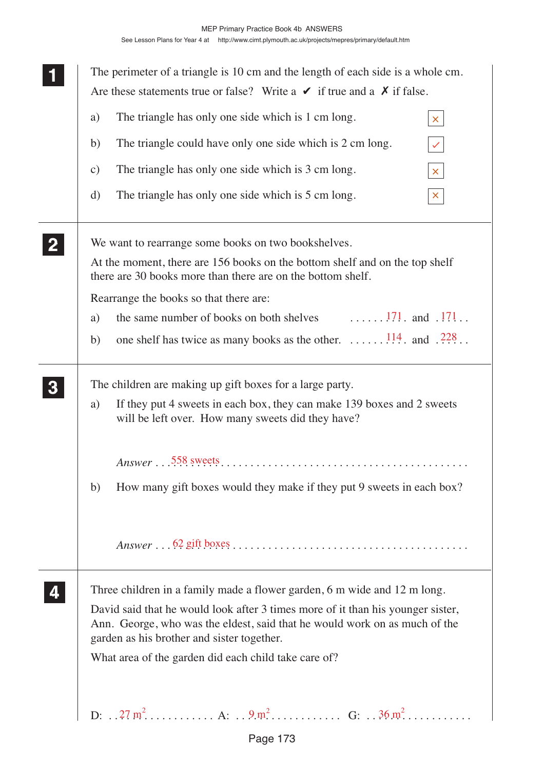**1**

The perimeter of a triangle is 10 cm and the length of each side is a whole cm.

Are these statements true or false? Write a ✔ if true and a ✗ if false.

a) The triangle has only one side which is 1 cm long. ✗

b) The triangle could have only one side which is 2 cm long. ✔

c) The triangle has only one side which is 3 cm long. ✗

d) The triangle has only one side which is 5 cm long. ✗

**2**

We want to rearrange some books on two bookshelves.

At the moment, there are 156 books on the bottom shelf and on the top shelf there are 30 books more than there are on the bottom shelf.

Rearrange the books so that there are:

a) the same number of books on both shelves ...... 171 and 171

b) one shelf has twice as many books as the other. ...... 114 and 228

**3**

The children are making up gift boxes for a large party.

a) If they put 4 sweets in each box, they can make 139 boxes and 2 sweets will be left over. How many sweets did they have?

*Answer* 558 sweets

b) How many gift boxes would they make if they put 9 sweets in each box?

*Answer* 62 gift boxes

**4**

Three children in a family made a flower garden, 6 m wide and 12 m long.

David said that he would look after 3 times more of it than his younger sister, Ann. George, who was the eldest, said that he would work on as much of the garden as his brother and sister together.

What area of the garden did each child take care of?

D: 27 $m^2$ A: 9 $m^2$ G: 36 $m^2$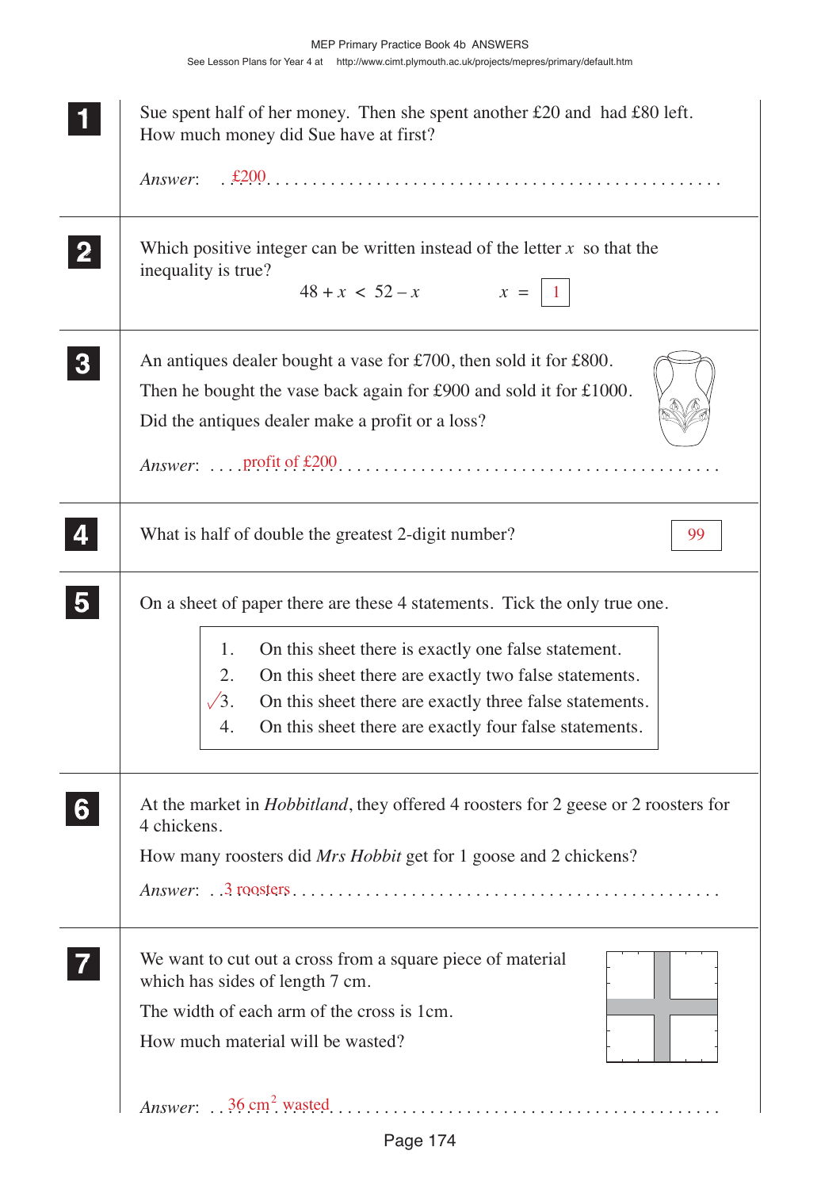**1**

Sue spent half of her money. Then she spent another £20 and had £80 left. How much money did Sue have at first?

*Answer*: £200

**2**

Which positive integer can be written instead of the letter $x$ so that the inequality is true?

$$48 + x < 52 - x \qquad x = \boxed{1}$$

**3**

An antiques dealer bought a vase for £700, then sold it for £800.

Then he bought the vase back again for £900 and sold it for £1000.

Did the antiques dealer make a profit or a loss?

*Answer*: profit of £200

**4**

What is half of double the greatest 2-digit number? **99**

**5**

On a sheet of paper there are these 4 statements. Tick the only true one.

1. On this sheet there is exactly one false statement.
2. On this sheet there are exactly two false statements.
3. ✓ On this sheet there are exactly three false statements.
4. On this sheet there are exactly four false statements.

**6**

At the market in *Hobbitland*, they offered 4 roosters for 2 geese or 2 roosters for 4 chickens.

How many roosters did *Mrs Hobbit* get for 1 goose and 2 chickens?

*Answer*: 3 roosters

**7**

We want to cut out a cross from a square piece of material which has sides of length 7 cm.

The width of each arm of the cross is 1cm.

How much material will be wasted?

*Answer*: 36 $cm^2$ wasted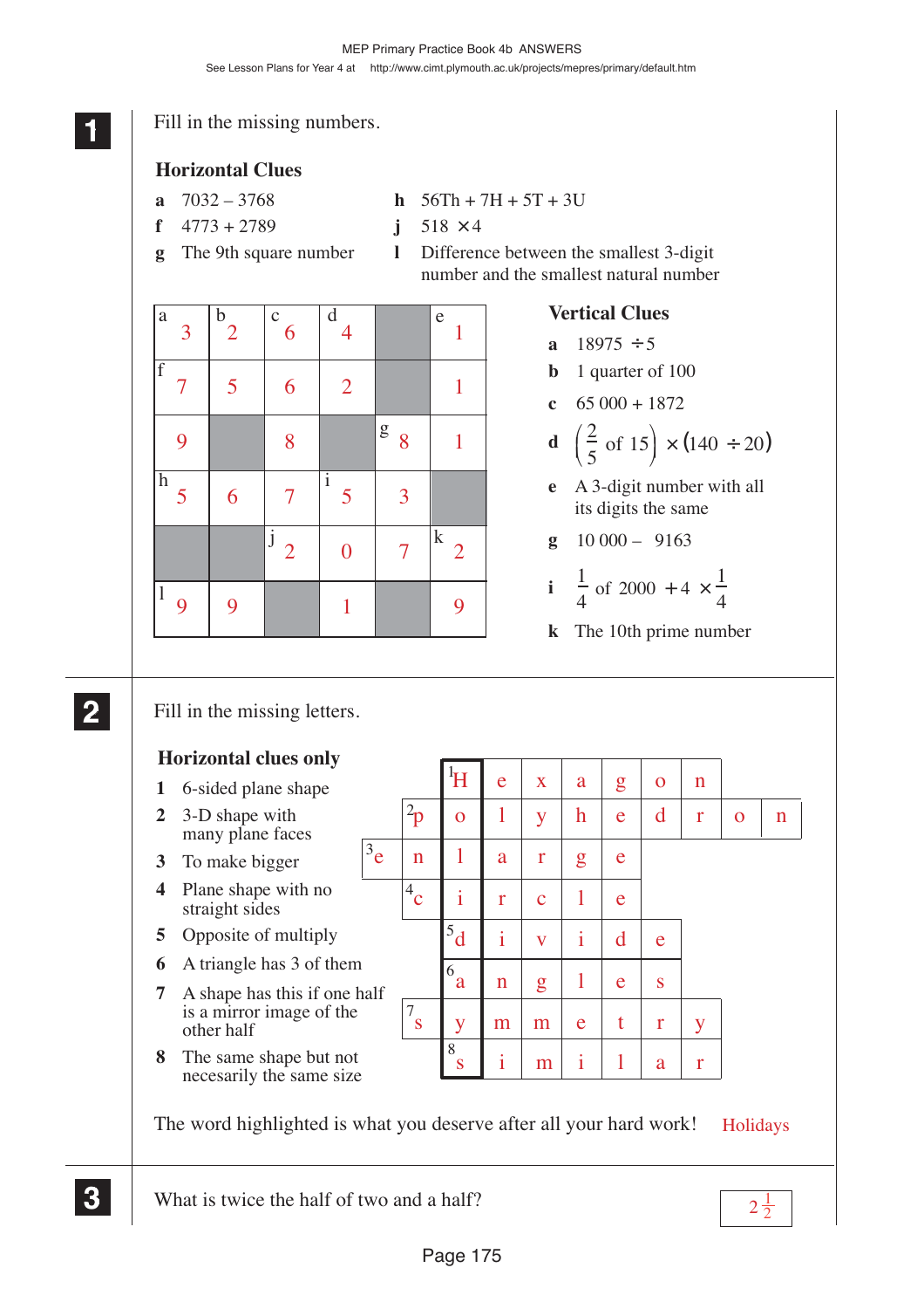## 1

Fill in the missing numbers.

### Horizontal Clues

**a** 7032 – 3768

**f** 4773 + 2789

**g** The 9th square number

**h** 56Th + 7H + 5T + 3U

**j** 518 × 4

**l** Difference between the smallest 3-digit number and the smallest natural number

| | | | | | |
|---|---|---|---|---|---|
| a 3 | b 2 | c 6 | d 4 | | e 1 |
| f 7 | 5 | 6 | 2 | | 1 |
| 9 | | 8 | | g 8 | 1 |
| h 5 | 6 | 7 | i 5 | 3 | |
| | | j 2 | 0 | 7 | k 2 |
| l 9 | 9 | | 1 | | 9 |

### Vertical Clues

**a** 18975 ÷ 5

**b** 1 quarter of 100

**c** 65 000 + 1872

**d** $\left(\frac{2}{5} \text{ of } 15\right) \times (140 \div 20)$

**e** A 3-digit number with all its digits the same

**g** 10 000 – 9163

**i** $\frac{1}{4}$ of 2000 + 4 × $\frac{1}{4}$

**k** The 10th prime number

## 2

Fill in the missing letters.

### Horizontal clues only

1. 6-sided plane shape
2. 3-D shape with many plane faces
3. To make bigger
4. Plane shape with no straight sides
5. Opposite of multiply
6. A triangle has 3 of them
7. A shape has this if one half is a mirror image of the other half
8. The same shape but not necesarily the same size

| | | | | | | | | | |
|---|---|---|---|---|---|---|---|---|---|
| | | [1]H | e | x | a | g | o | n | |
| | [2]p | o | l | y | h | e | d | r | o | n |
| [3]e | n | l | a | r | g | e | | | |
| | [4]c | i | r | c | l | e | | | |
| | | [5]d | i | v | i | d | e | | |
| | | [6]a | n | g | l | e | s | | |
| | [7]s | y | m | m | e | t | r | y | |
| | | [8]s | i | m | i | l | a | r | |

The word highlighted is what you deserve after all your hard work! Holidays

## 3

What is twice the half of two and a half? $2\frac{1}{2}$